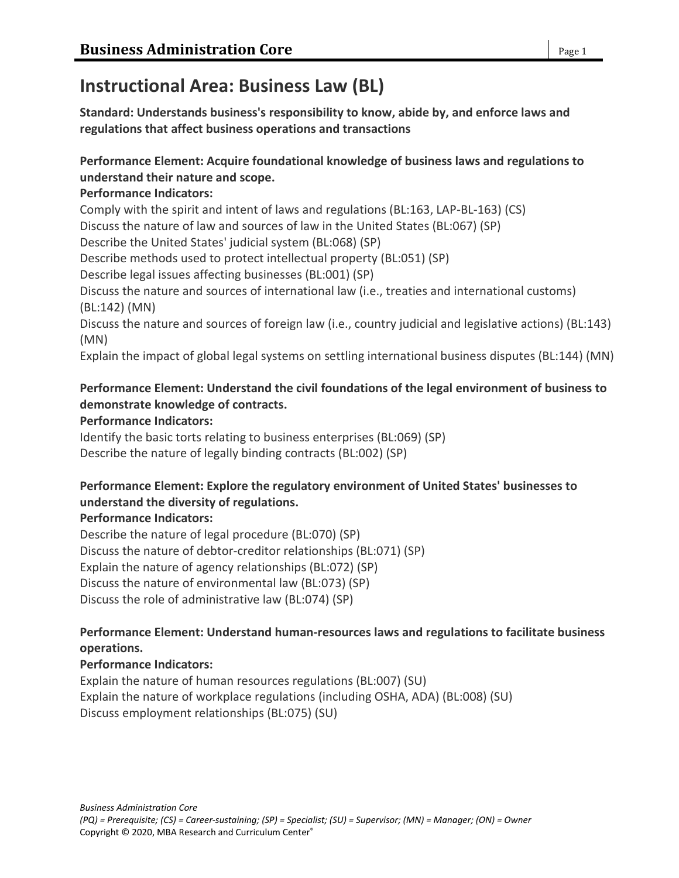# Instructional Area: Business Law (BL)

**Standard: Understands business's responsibility to know, abide by, and enforce laws and regulations that affect business operations and transactions**

**Performance Element: Acquire foundational knowledge of business laws and regulations to understand their nature and scope.**

**Performance Indicators:**

Comply with the spirit and intent of laws and regulations (BL:163, LAP-BL-163) (CS)
Discuss the nature of law and sources of law in the United States (BL:067) (SP)
Describe the United States' judicial system (BL:068) (SP)
Describe methods used to protect intellectual property (BL:051) (SP)
Describe legal issues affecting businesses (BL:001) (SP)
Discuss the nature and sources of international law (i.e., treaties and international customs) (BL:142) (MN)
Discuss the nature and sources of foreign law (i.e., country judicial and legislative actions) (BL:143) (MN)
Explain the impact of global legal systems on settling international business disputes (BL:144) (MN)

**Performance Element: Understand the civil foundations of the legal environment of business to demonstrate knowledge of contracts.**

**Performance Indicators:**

Identify the basic torts relating to business enterprises (BL:069) (SP)
Describe the nature of legally binding contracts (BL:002) (SP)

**Performance Element: Explore the regulatory environment of United States' businesses to understand the diversity of regulations.**

**Performance Indicators:**

Describe the nature of legal procedure (BL:070) (SP)
Discuss the nature of debtor-creditor relationships (BL:071) (SP)
Explain the nature of agency relationships (BL:072) (SP)
Discuss the nature of environmental law (BL:073) (SP)
Discuss the role of administrative law (BL:074) (SP)

**Performance Element: Understand human-resources laws and regulations to facilitate business operations.**

**Performance Indicators:**

Explain the nature of human resources regulations (BL:007) (SU)
Explain the nature of workplace regulations (including OSHA, ADA) (BL:008) (SU)
Discuss employment relationships (BL:075) (SU)

*(PQ) = Prerequisite; (CS) = Career-sustaining; (SP) = Specialist; (SU) = Supervisor; (MN) = Manager; (ON) = Owner*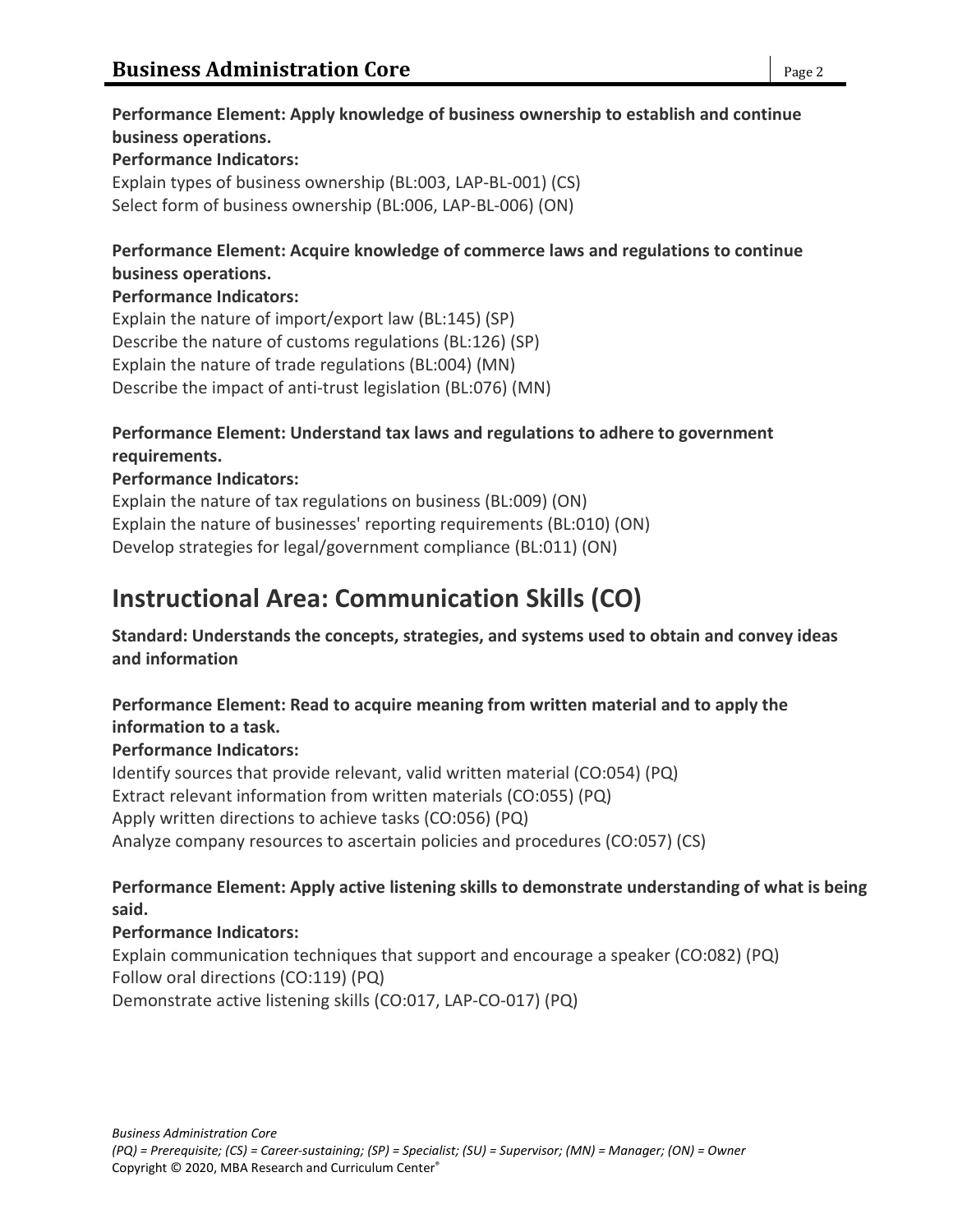**Performance Element: Apply knowledge of business ownership to establish and continue business operations.**

**Performance Indicators:**

Explain types of business ownership (BL:003, LAP-BL-001) (CS)
Select form of business ownership (BL:006, LAP-BL-006) (ON)

**Performance Element: Acquire knowledge of commerce laws and regulations to continue business operations.**

**Performance Indicators:**

Explain the nature of import/export law (BL:145) (SP)
Describe the nature of customs regulations (BL:126) (SP)
Explain the nature of trade regulations (BL:004) (MN)
Describe the impact of anti-trust legislation (BL:076) (MN)

**Performance Element: Understand tax laws and regulations to adhere to government requirements.**

**Performance Indicators:**

Explain the nature of tax regulations on business (BL:009) (ON)
Explain the nature of businesses' reporting requirements (BL:010) (ON)
Develop strategies for legal/government compliance (BL:011) (ON)

# Instructional Area: Communication Skills (CO)

**Standard: Understands the concepts, strategies, and systems used to obtain and convey ideas and information**

**Performance Element: Read to acquire meaning from written material and to apply the information to a task.**

**Performance Indicators:**

Identify sources that provide relevant, valid written material (CO:054) (PQ)
Extract relevant information from written materials (CO:055) (PQ)
Apply written directions to achieve tasks (CO:056) (PQ)
Analyze company resources to ascertain policies and procedures (CO:057) (CS)

**Performance Element: Apply active listening skills to demonstrate understanding of what is being said.**

**Performance Indicators:**

Explain communication techniques that support and encourage a speaker (CO:082) (PQ)
Follow oral directions (CO:119) (PQ)
Demonstrate active listening skills (CO:017, LAP-CO-017) (PQ)

*(PQ) = Prerequisite; (CS) = Career-sustaining; (SP) = Specialist; (SU) = Supervisor; (MN) = Manager; (ON) = Owner*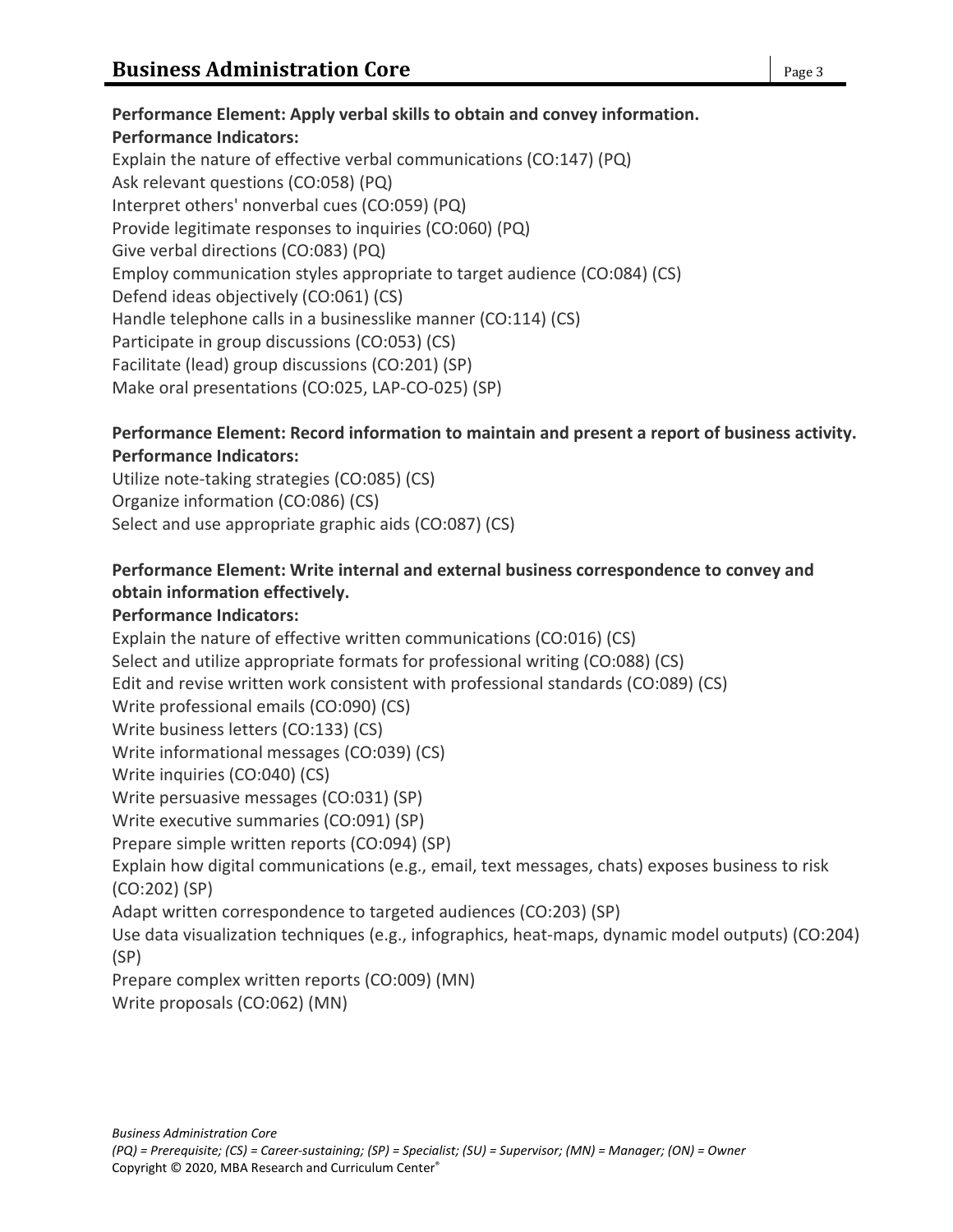**Performance Element: Apply verbal skills to obtain and convey information.**

**Performance Indicators:**

Explain the nature of effective verbal communications (CO:147) (PQ)
Ask relevant questions (CO:058) (PQ)
Interpret others' nonverbal cues (CO:059) (PQ)
Provide legitimate responses to inquiries (CO:060) (PQ)
Give verbal directions (CO:083) (PQ)
Employ communication styles appropriate to target audience (CO:084) (CS)
Defend ideas objectively (CO:061) (CS)
Handle telephone calls in a businesslike manner (CO:114) (CS)
Participate in group discussions (CO:053) (CS)
Facilitate (lead) group discussions (CO:201) (SP)
Make oral presentations (CO:025, LAP-CO-025) (SP)

**Performance Element: Record information to maintain and present a report of business activity.**

**Performance Indicators:**

Utilize note-taking strategies (CO:085) (CS)
Organize information (CO:086) (CS)
Select and use appropriate graphic aids (CO:087) (CS)

**Performance Element: Write internal and external business correspondence to convey and obtain information effectively.**

**Performance Indicators:**

Explain the nature of effective written communications (CO:016) (CS)
Select and utilize appropriate formats for professional writing (CO:088) (CS)
Edit and revise written work consistent with professional standards (CO:089) (CS)
Write professional emails (CO:090) (CS)
Write business letters (CO:133) (CS)
Write informational messages (CO:039) (CS)
Write inquiries (CO:040) (CS)
Write persuasive messages (CO:031) (SP)
Write executive summaries (CO:091) (SP)
Prepare simple written reports (CO:094) (SP)
Explain how digital communications (e.g., email, text messages, chats) exposes business to risk (CO:202) (SP)
Adapt written correspondence to targeted audiences (CO:203) (SP)
Use data visualization techniques (e.g., infographics, heat-maps, dynamic model outputs) (CO:204) (SP)
Prepare complex written reports (CO:009) (MN)
Write proposals (CO:062) (MN)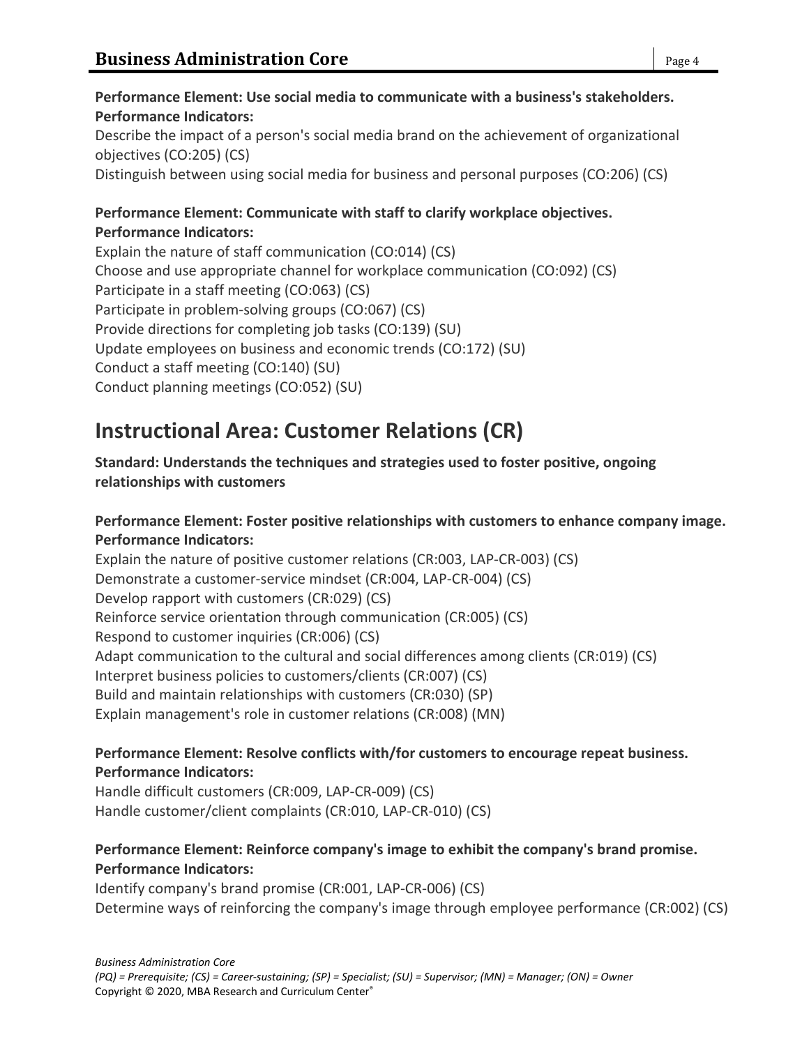**Performance Element: Use social media to communicate with a business's stakeholders.**
**Performance Indicators:**
Describe the impact of a person's social media brand on the achievement of organizational objectives (CO:205) (CS)
Distinguish between using social media for business and personal purposes (CO:206) (CS)

**Performance Element: Communicate with staff to clarify workplace objectives.**
**Performance Indicators:**
Explain the nature of staff communication (CO:014) (CS)
Choose and use appropriate channel for workplace communication (CO:092) (CS)
Participate in a staff meeting (CO:063) (CS)
Participate in problem-solving groups (CO:067) (CS)
Provide directions for completing job tasks (CO:139) (SU)
Update employees on business and economic trends (CO:172) (SU)
Conduct a staff meeting (CO:140) (SU)
Conduct planning meetings (CO:052) (SU)

## Instructional Area: Customer Relations (CR)

**Standard: Understands the techniques and strategies used to foster positive, ongoing relationships with customers**

**Performance Element: Foster positive relationships with customers to enhance company image.**
**Performance Indicators:**
Explain the nature of positive customer relations (CR:003, LAP-CR-003) (CS)
Demonstrate a customer-service mindset (CR:004, LAP-CR-004) (CS)
Develop rapport with customers (CR:029) (CS)
Reinforce service orientation through communication (CR:005) (CS)
Respond to customer inquiries (CR:006) (CS)
Adapt communication to the cultural and social differences among clients (CR:019) (CS)
Interpret business policies to customers/clients (CR:007) (CS)
Build and maintain relationships with customers (CR:030) (SP)
Explain management's role in customer relations (CR:008) (MN)

**Performance Element: Resolve conflicts with/for customers to encourage repeat business.**
**Performance Indicators:**
Handle difficult customers (CR:009, LAP-CR-009) (CS)
Handle customer/client complaints (CR:010, LAP-CR-010) (CS)

**Performance Element: Reinforce company's image to exhibit the company's brand promise.**
**Performance Indicators:**
Identify company's brand promise (CR:001, LAP-CR-006) (CS)
Determine ways of reinforcing the company's image through employee performance (CR:002) (CS)

*(PQ) = Prerequisite; (CS) = Career-sustaining; (SP) = Specialist; (SU) = Supervisor; (MN) = Manager; (ON) = Owner*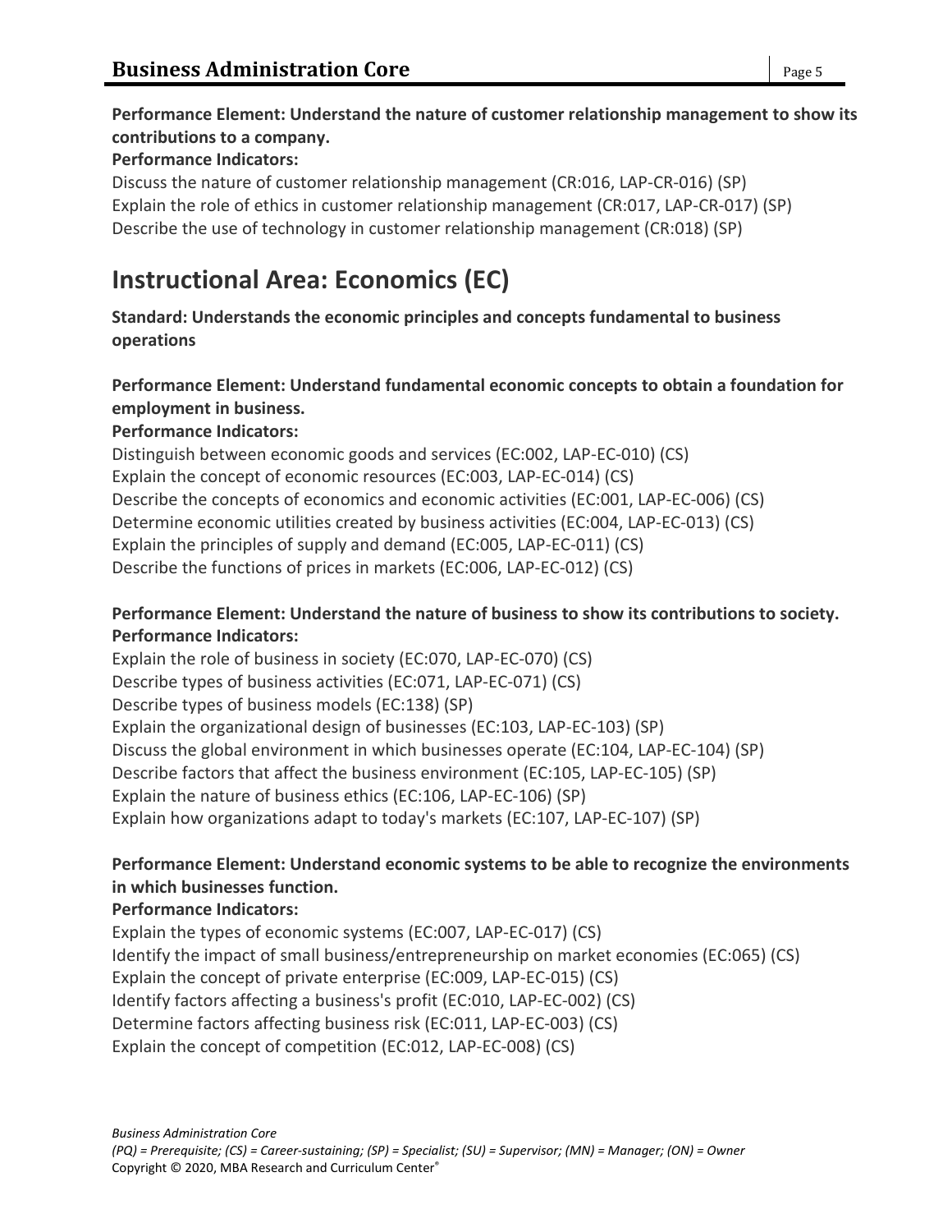**Performance Element: Understand the nature of customer relationship management to show its contributions to a company.**

**Performance Indicators:**

Discuss the nature of customer relationship management (CR:016, LAP-CR-016) (SP)
Explain the role of ethics in customer relationship management (CR:017, LAP-CR-017) (SP)
Describe the use of technology in customer relationship management (CR:018) (SP)

## Instructional Area: Economics (EC)

**Standard: Understands the economic principles and concepts fundamental to business operations**

**Performance Element: Understand fundamental economic concepts to obtain a foundation for employment in business.**

**Performance Indicators:**

Distinguish between economic goods and services (EC:002, LAP-EC-010) (CS)
Explain the concept of economic resources (EC:003, LAP-EC-014) (CS)
Describe the concepts of economics and economic activities (EC:001, LAP-EC-006) (CS)
Determine economic utilities created by business activities (EC:004, LAP-EC-013) (CS)
Explain the principles of supply and demand (EC:005, LAP-EC-011) (CS)
Describe the functions of prices in markets (EC:006, LAP-EC-012) (CS)

**Performance Element: Understand the nature of business to show its contributions to society.**

**Performance Indicators:**

Explain the role of business in society (EC:070, LAP-EC-070) (CS)
Describe types of business activities (EC:071, LAP-EC-071) (CS)
Describe types of business models (EC:138) (SP)
Explain the organizational design of businesses (EC:103, LAP-EC-103) (SP)
Discuss the global environment in which businesses operate (EC:104, LAP-EC-104) (SP)
Describe factors that affect the business environment (EC:105, LAP-EC-105) (SP)
Explain the nature of business ethics (EC:106, LAP-EC-106) (SP)
Explain how organizations adapt to today's markets (EC:107, LAP-EC-107) (SP)

**Performance Element: Understand economic systems to be able to recognize the environments in which businesses function.**

**Performance Indicators:**

Explain the types of economic systems (EC:007, LAP-EC-017) (CS)
Identify the impact of small business/entrepreneurship on market economies (EC:065) (CS)
Explain the concept of private enterprise (EC:009, LAP-EC-015) (CS)
Identify factors affecting a business's profit (EC:010, LAP-EC-002) (CS)
Determine factors affecting business risk (EC:011, LAP-EC-003) (CS)
Explain the concept of competition (EC:012, LAP-EC-008) (CS)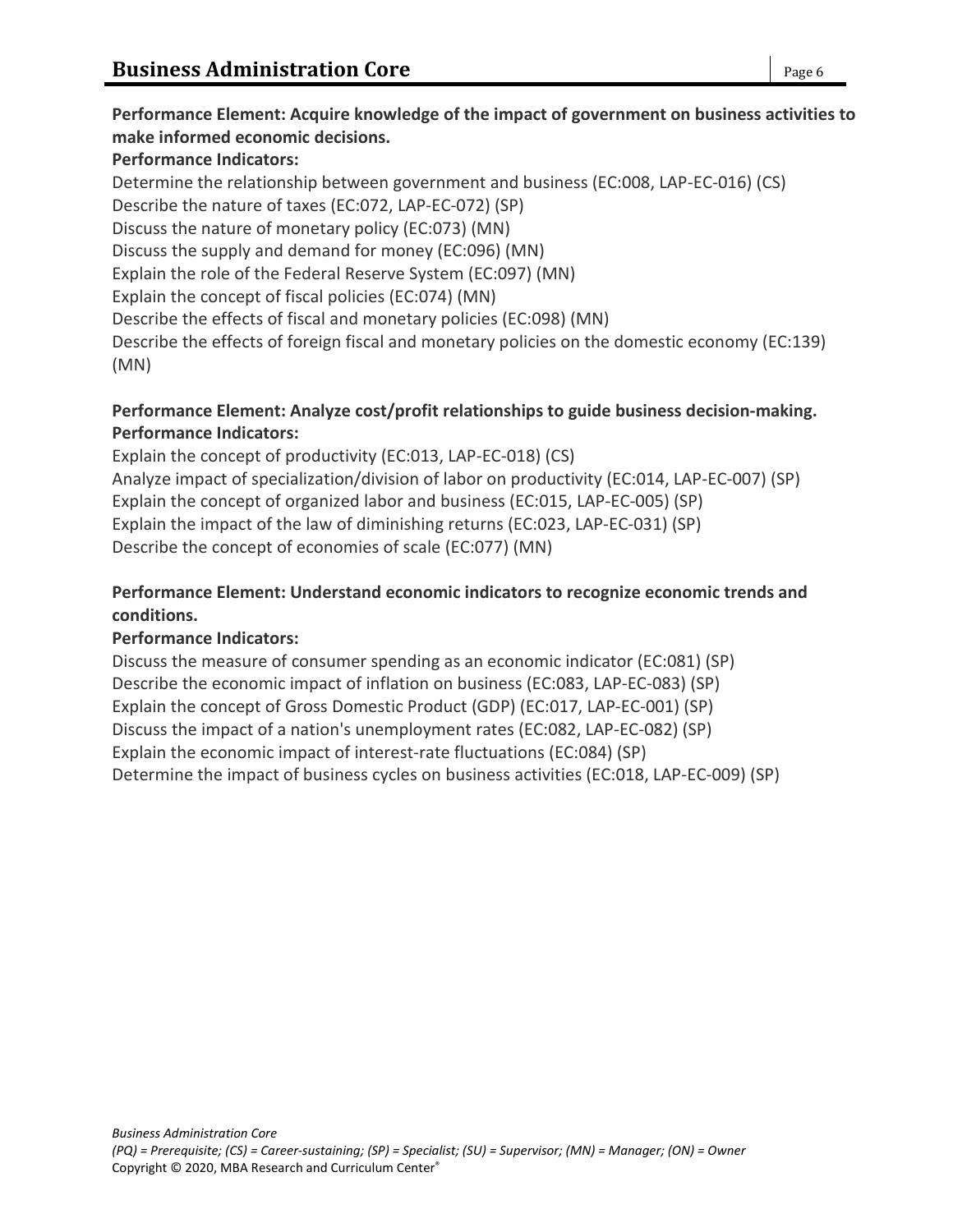**Performance Element: Acquire knowledge of the impact of government on business activities to make informed economic decisions.**

**Performance Indicators:**

Determine the relationship between government and business (EC:008, LAP-EC-016) (CS)
Describe the nature of taxes (EC:072, LAP-EC-072) (SP)
Discuss the nature of monetary policy (EC:073) (MN)
Discuss the supply and demand for money (EC:096) (MN)
Explain the role of the Federal Reserve System (EC:097) (MN)
Explain the concept of fiscal policies (EC:074) (MN)
Describe the effects of fiscal and monetary policies (EC:098) (MN)
Describe the effects of foreign fiscal and monetary policies on the domestic economy (EC:139) (MN)

**Performance Element: Analyze cost/profit relationships to guide business decision-making.**

**Performance Indicators:**

Explain the concept of productivity (EC:013, LAP-EC-018) (CS)
Analyze impact of specialization/division of labor on productivity (EC:014, LAP-EC-007) (SP)
Explain the concept of organized labor and business (EC:015, LAP-EC-005) (SP)
Explain the impact of the law of diminishing returns (EC:023, LAP-EC-031) (SP)
Describe the concept of economies of scale (EC:077) (MN)

**Performance Element: Understand economic indicators to recognize economic trends and conditions.**

**Performance Indicators:**

Discuss the measure of consumer spending as an economic indicator (EC:081) (SP)
Describe the economic impact of inflation on business (EC:083, LAP-EC-083) (SP)
Explain the concept of Gross Domestic Product (GDP) (EC:017, LAP-EC-001) (SP)
Discuss the impact of a nation's unemployment rates (EC:082, LAP-EC-082) (SP)
Explain the economic impact of interest-rate fluctuations (EC:084) (SP)
Determine the impact of business cycles on business activities (EC:018, LAP-EC-009) (SP)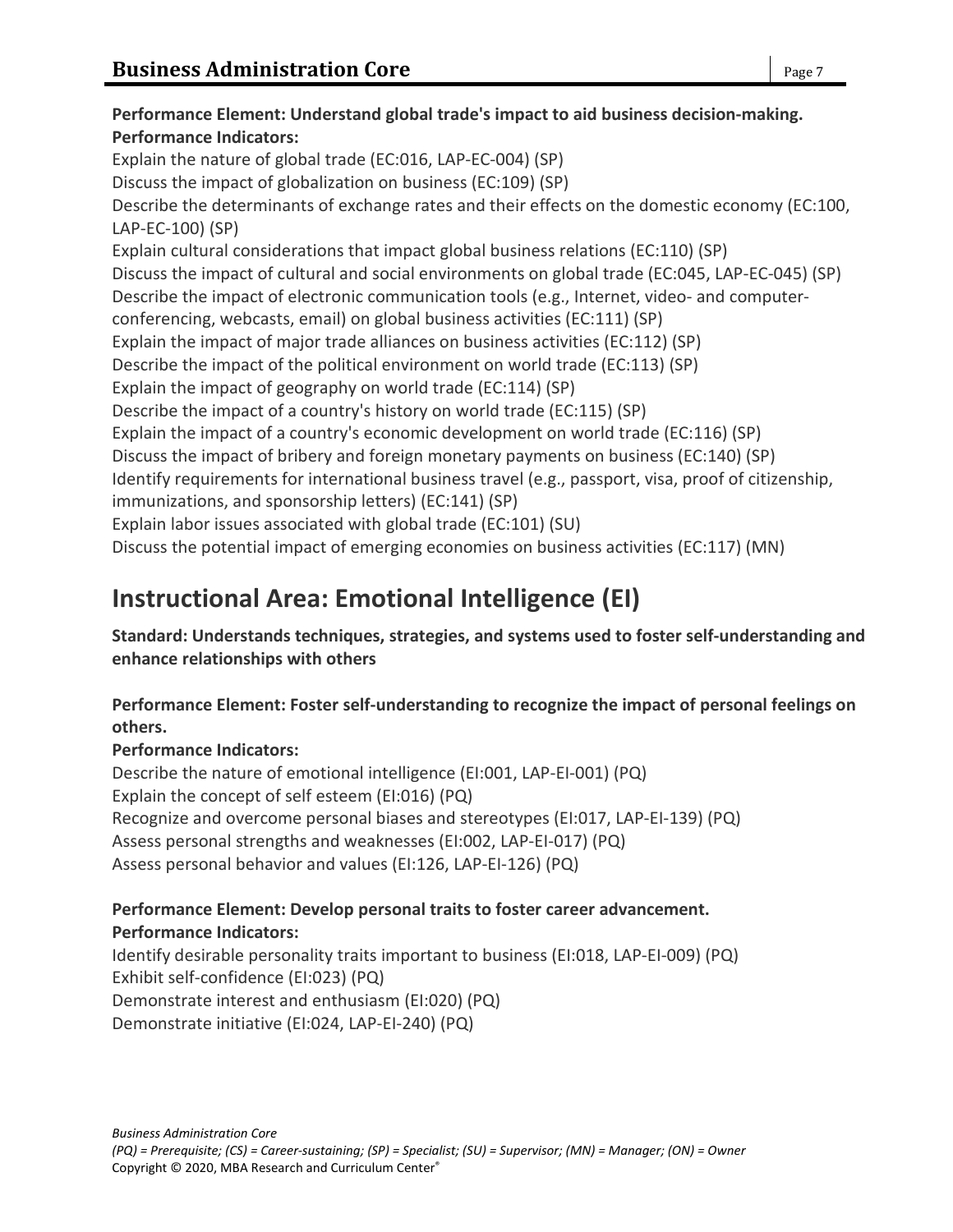**Performance Element: Understand global trade's impact to aid business decision-making.**
**Performance Indicators:**

Explain the nature of global trade (EC:016, LAP-EC-004) (SP)
Discuss the impact of globalization on business (EC:109) (SP)
Describe the determinants of exchange rates and their effects on the domestic economy (EC:100, LAP-EC-100) (SP)
Explain cultural considerations that impact global business relations (EC:110) (SP)
Discuss the impact of cultural and social environments on global trade (EC:045, LAP-EC-045) (SP)
Describe the impact of electronic communication tools (e.g., Internet, video- and computer-conferencing, webcasts, email) on global business activities (EC:111) (SP)
Explain the impact of major trade alliances on business activities (EC:112) (SP)
Describe the impact of the political environment on world trade (EC:113) (SP)
Explain the impact of geography on world trade (EC:114) (SP)
Describe the impact of a country's history on world trade (EC:115) (SP)
Explain the impact of a country's economic development on world trade (EC:116) (SP)
Discuss the impact of bribery and foreign monetary payments on business (EC:140) (SP)
Identify requirements for international business travel (e.g., passport, visa, proof of citizenship, immunizations, and sponsorship letters) (EC:141) (SP)
Explain labor issues associated with global trade (EC:101) (SU)
Discuss the potential impact of emerging economies on business activities (EC:117) (MN)

# Instructional Area: Emotional Intelligence (EI)

**Standard: Understands techniques, strategies, and systems used to foster self-understanding and enhance relationships with others**

**Performance Element: Foster self-understanding to recognize the impact of personal feelings on others.**
**Performance Indicators:**

Describe the nature of emotional intelligence (EI:001, LAP-EI-001) (PQ)
Explain the concept of self esteem (EI:016) (PQ)
Recognize and overcome personal biases and stereotypes (EI:017, LAP-EI-139) (PQ)
Assess personal strengths and weaknesses (EI:002, LAP-EI-017) (PQ)
Assess personal behavior and values (EI:126, LAP-EI-126) (PQ)

**Performance Element: Develop personal traits to foster career advancement.**
**Performance Indicators:**

Identify desirable personality traits important to business (EI:018, LAP-EI-009) (PQ)
Exhibit self-confidence (EI:023) (PQ)
Demonstrate interest and enthusiasm (EI:020) (PQ)
Demonstrate initiative (EI:024, LAP-EI-240) (PQ)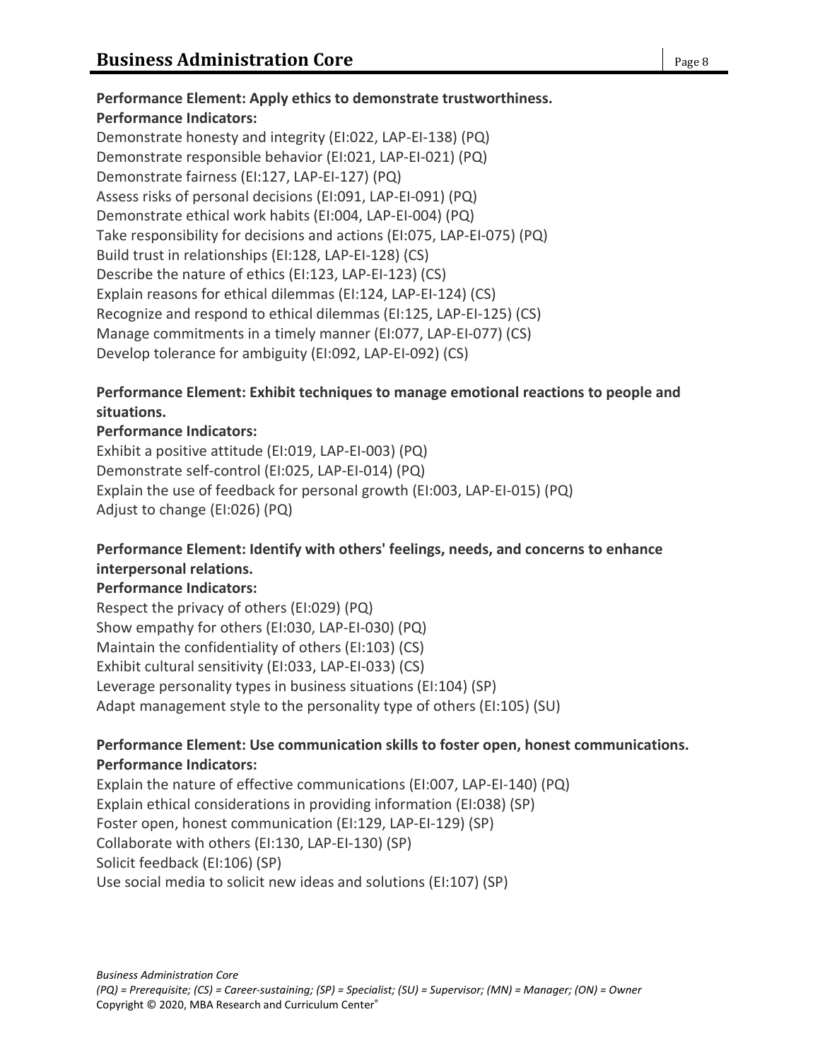**Performance Element: Apply ethics to demonstrate trustworthiness.**
**Performance Indicators:**

Demonstrate honesty and integrity (EI:022, LAP-EI-138) (PQ)
Demonstrate responsible behavior (EI:021, LAP-EI-021) (PQ)
Demonstrate fairness (EI:127, LAP-EI-127) (PQ)
Assess risks of personal decisions (EI:091, LAP-EI-091) (PQ)
Demonstrate ethical work habits (EI:004, LAP-EI-004) (PQ)
Take responsibility for decisions and actions (EI:075, LAP-EI-075) (PQ)
Build trust in relationships (EI:128, LAP-EI-128) (CS)
Describe the nature of ethics (EI:123, LAP-EI-123) (CS)
Explain reasons for ethical dilemmas (EI:124, LAP-EI-124) (CS)
Recognize and respond to ethical dilemmas (EI:125, LAP-EI-125) (CS)
Manage commitments in a timely manner (EI:077, LAP-EI-077) (CS)
Develop tolerance for ambiguity (EI:092, LAP-EI-092) (CS)

**Performance Element: Exhibit techniques to manage emotional reactions to people and situations.**
**Performance Indicators:**

Exhibit a positive attitude (EI:019, LAP-EI-003) (PQ)
Demonstrate self-control (EI:025, LAP-EI-014) (PQ)
Explain the use of feedback for personal growth (EI:003, LAP-EI-015) (PQ)
Adjust to change (EI:026) (PQ)

**Performance Element: Identify with others' feelings, needs, and concerns to enhance interpersonal relations.**
**Performance Indicators:**

Respect the privacy of others (EI:029) (PQ)
Show empathy for others (EI:030, LAP-EI-030) (PQ)
Maintain the confidentiality of others (EI:103) (CS)
Exhibit cultural sensitivity (EI:033, LAP-EI-033) (CS)
Leverage personality types in business situations (EI:104) (SP)
Adapt management style to the personality type of others (EI:105) (SU)

**Performance Element: Use communication skills to foster open, honest communications.**
**Performance Indicators:**

Explain the nature of effective communications (EI:007, LAP-EI-140) (PQ)
Explain ethical considerations in providing information (EI:038) (SP)
Foster open, honest communication (EI:129, LAP-EI-129) (SP)
Collaborate with others (EI:130, LAP-EI-130) (SP)
Solicit feedback (EI:106) (SP)
Use social media to solicit new ideas and solutions (EI:107) (SP)

*Business Administration Core*
*(PQ) = Prerequisite; (CS) = Career-sustaining; (SP) = Specialist; (SU) = Supervisor; (MN) = Manager; (ON) = Owner*
Copyright © 2020, MBA Research and Curriculum Center®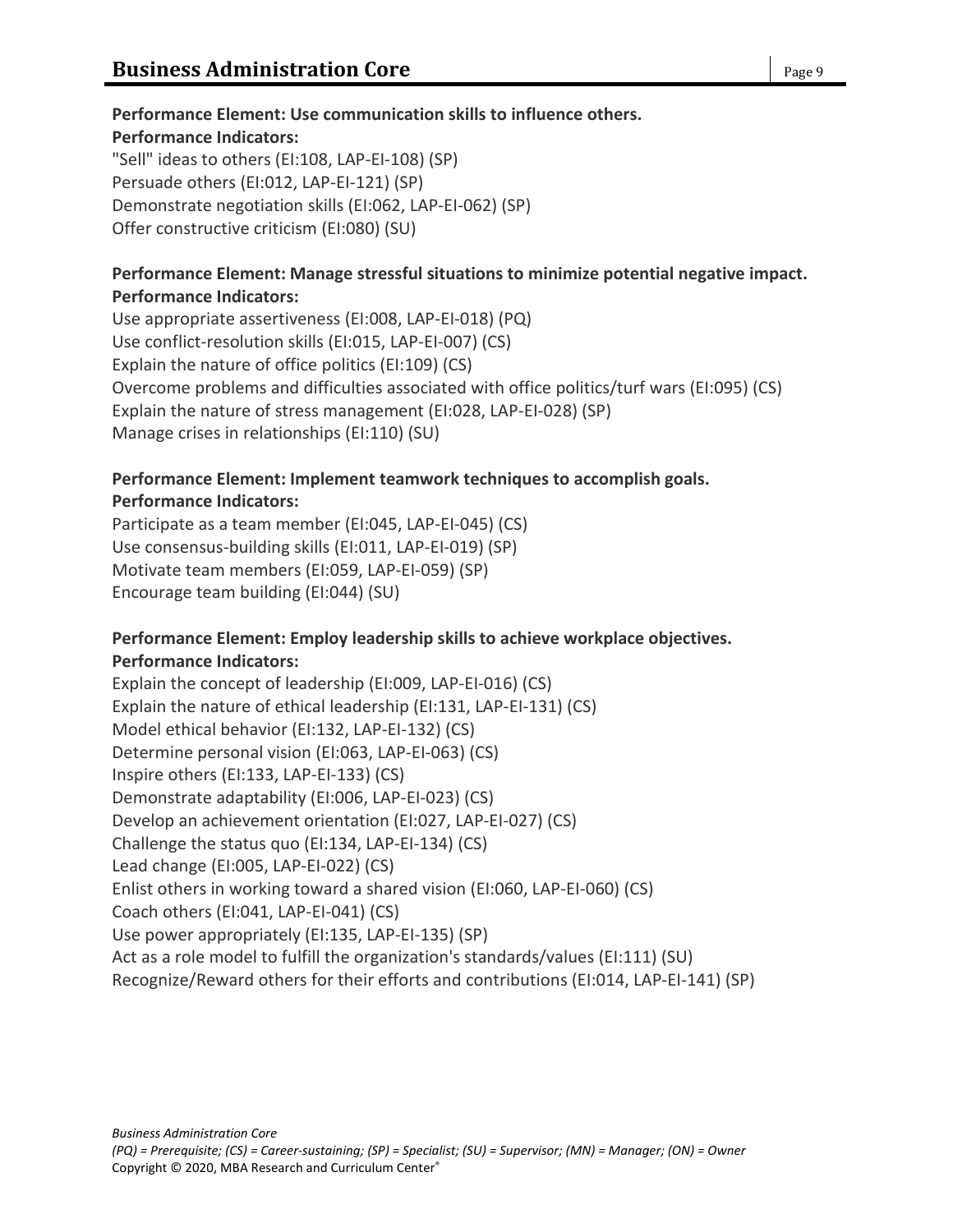**Performance Element: Use communication skills to influence others.**
**Performance Indicators:**
"Sell" ideas to others (EI:108, LAP-EI-108) (SP)
Persuade others (EI:012, LAP-EI-121) (SP)
Demonstrate negotiation skills (EI:062, LAP-EI-062) (SP)
Offer constructive criticism (EI:080) (SU)

**Performance Element: Manage stressful situations to minimize potential negative impact.**
**Performance Indicators:**
Use appropriate assertiveness (EI:008, LAP-EI-018) (PQ)
Use conflict-resolution skills (EI:015, LAP-EI-007) (CS)
Explain the nature of office politics (EI:109) (CS)
Overcome problems and difficulties associated with office politics/turf wars (EI:095) (CS)
Explain the nature of stress management (EI:028, LAP-EI-028) (SP)
Manage crises in relationships (EI:110) (SU)

**Performance Element: Implement teamwork techniques to accomplish goals.**
**Performance Indicators:**
Participate as a team member (EI:045, LAP-EI-045) (CS)
Use consensus-building skills (EI:011, LAP-EI-019) (SP)
Motivate team members (EI:059, LAP-EI-059) (SP)
Encourage team building (EI:044) (SU)

**Performance Element: Employ leadership skills to achieve workplace objectives.**
**Performance Indicators:**
Explain the concept of leadership (EI:009, LAP-EI-016) (CS)
Explain the nature of ethical leadership (EI:131, LAP-EI-131) (CS)
Model ethical behavior (EI:132, LAP-EI-132) (CS)
Determine personal vision (EI:063, LAP-EI-063) (CS)
Inspire others (EI:133, LAP-EI-133) (CS)
Demonstrate adaptability (EI:006, LAP-EI-023) (CS)
Develop an achievement orientation (EI:027, LAP-EI-027) (CS)
Challenge the status quo (EI:134, LAP-EI-134) (CS)
Lead change (EI:005, LAP-EI-022) (CS)
Enlist others in working toward a shared vision (EI:060, LAP-EI-060) (CS)
Coach others (EI:041, LAP-EI-041) (CS)
Use power appropriately (EI:135, LAP-EI-135) (SP)
Act as a role model to fulfill the organization's standards/values (EI:111) (SU)
Recognize/Reward others for their efforts and contributions (EI:014, LAP-EI-141) (SP)

*(PQ) = Prerequisite; (CS) = Career-sustaining; (SP) = Specialist; (SU) = Supervisor; (MN) = Manager; (ON) = Owner*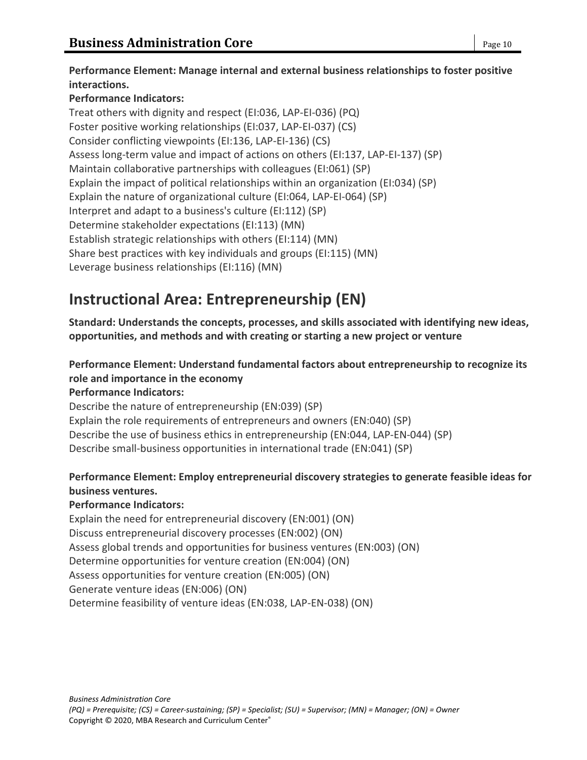**Performance Element: Manage internal and external business relationships to foster positive interactions.**

**Performance Indicators:**

Treat others with dignity and respect (EI:036, LAP-EI-036) (PQ)
Foster positive working relationships (EI:037, LAP-EI-037) (CS)
Consider conflicting viewpoints (EI:136, LAP-EI-136) (CS)
Assess long-term value and impact of actions on others (EI:137, LAP-EI-137) (SP)
Maintain collaborative partnerships with colleagues (EI:061) (SP)
Explain the impact of political relationships within an organization (EI:034) (SP)
Explain the nature of organizational culture (EI:064, LAP-EI-064) (SP)
Interpret and adapt to a business's culture (EI:112) (SP)
Determine stakeholder expectations (EI:113) (MN)
Establish strategic relationships with others (EI:114) (MN)
Share best practices with key individuals and groups (EI:115) (MN)
Leverage business relationships (EI:116) (MN)

## Instructional Area: Entrepreneurship (EN)

**Standard: Understands the concepts, processes, and skills associated with identifying new ideas, opportunities, and methods and with creating or starting a new project or venture**

**Performance Element: Understand fundamental factors about entrepreneurship to recognize its role and importance in the economy**

**Performance Indicators:**

Describe the nature of entrepreneurship (EN:039) (SP)
Explain the role requirements of entrepreneurs and owners (EN:040) (SP)
Describe the use of business ethics in entrepreneurship (EN:044, LAP-EN-044) (SP)
Describe small-business opportunities in international trade (EN:041) (SP)

**Performance Element: Employ entrepreneurial discovery strategies to generate feasible ideas for business ventures.**

**Performance Indicators:**

Explain the need for entrepreneurial discovery (EN:001) (ON)
Discuss entrepreneurial discovery processes (EN:002) (ON)
Assess global trends and opportunities for business ventures (EN:003) (ON)
Determine opportunities for venture creation (EN:004) (ON)
Assess opportunities for venture creation (EN:005) (ON)
Generate venture ideas (EN:006) (ON)
Determine feasibility of venture ideas (EN:038, LAP-EN-038) (ON)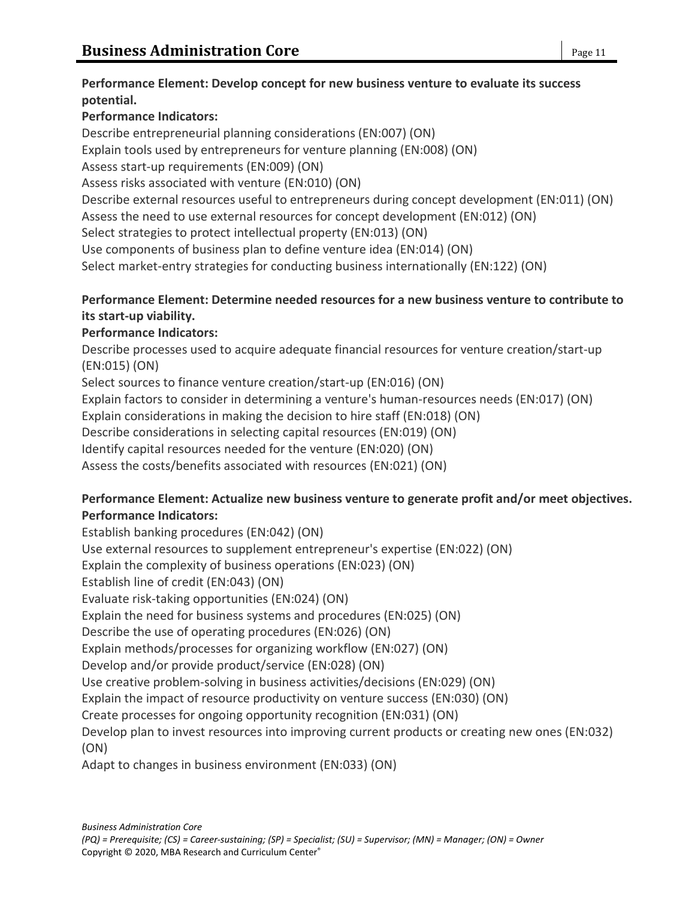**Performance Element: Develop concept for new business venture to evaluate its success potential.**

**Performance Indicators:**

Describe entrepreneurial planning considerations (EN:007) (ON)
Explain tools used by entrepreneurs for venture planning (EN:008) (ON)
Assess start-up requirements (EN:009) (ON)
Assess risks associated with venture (EN:010) (ON)
Describe external resources useful to entrepreneurs during concept development (EN:011) (ON)
Assess the need to use external resources for concept development (EN:012) (ON)
Select strategies to protect intellectual property (EN:013) (ON)
Use components of business plan to define venture idea (EN:014) (ON)
Select market-entry strategies for conducting business internationally (EN:122) (ON)

**Performance Element: Determine needed resources for a new business venture to contribute to its start-up viability.**

**Performance Indicators:**

Describe processes used to acquire adequate financial resources for venture creation/start-up (EN:015) (ON)
Select sources to finance venture creation/start-up (EN:016) (ON)
Explain factors to consider in determining a venture's human-resources needs (EN:017) (ON)
Explain considerations in making the decision to hire staff (EN:018) (ON)
Describe considerations in selecting capital resources (EN:019) (ON)
Identify capital resources needed for the venture (EN:020) (ON)
Assess the costs/benefits associated with resources (EN:021) (ON)

**Performance Element: Actualize new business venture to generate profit and/or meet objectives.**

**Performance Indicators:**

Establish banking procedures (EN:042) (ON)
Use external resources to supplement entrepreneur's expertise (EN:022) (ON)
Explain the complexity of business operations (EN:023) (ON)
Establish line of credit (EN:043) (ON)
Evaluate risk-taking opportunities (EN:024) (ON)
Explain the need for business systems and procedures (EN:025) (ON)
Describe the use of operating procedures (EN:026) (ON)
Explain methods/processes for organizing workflow (EN:027) (ON)
Develop and/or provide product/service (EN:028) (ON)
Use creative problem-solving in business activities/decisions (EN:029) (ON)
Explain the impact of resource productivity on venture success (EN:030) (ON)
Create processes for ongoing opportunity recognition (EN:031) (ON)
Develop plan to invest resources into improving current products or creating new ones (EN:032) (ON)
Adapt to changes in business environment (EN:033) (ON)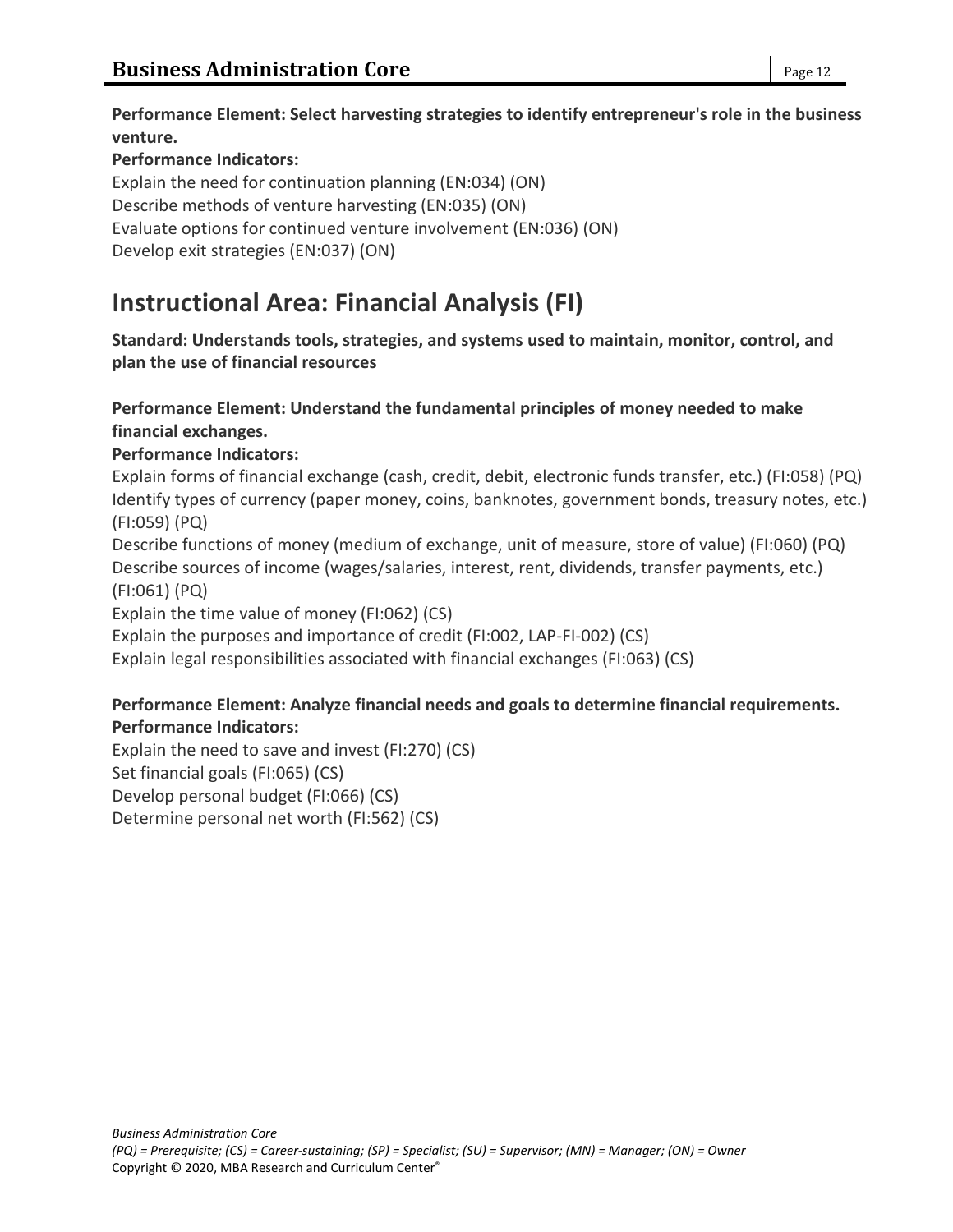**Performance Element: Select harvesting strategies to identify entrepreneur's role in the business venture.**

**Performance Indicators:**

Explain the need for continuation planning (EN:034) (ON)
Describe methods of venture harvesting (EN:035) (ON)
Evaluate options for continued venture involvement (EN:036) (ON)
Develop exit strategies (EN:037) (ON)

# Instructional Area: Financial Analysis (FI)

**Standard: Understands tools, strategies, and systems used to maintain, monitor, control, and plan the use of financial resources**

**Performance Element: Understand the fundamental principles of money needed to make financial exchanges.**

**Performance Indicators:**

Explain forms of financial exchange (cash, credit, debit, electronic funds transfer, etc.) (FI:058) (PQ)
Identify types of currency (paper money, coins, banknotes, government bonds, treasury notes, etc.) (FI:059) (PQ)
Describe functions of money (medium of exchange, unit of measure, store of value) (FI:060) (PQ)
Describe sources of income (wages/salaries, interest, rent, dividends, transfer payments, etc.) (FI:061) (PQ)
Explain the time value of money (FI:062) (CS)
Explain the purposes and importance of credit (FI:002, LAP-FI-002) (CS)
Explain legal responsibilities associated with financial exchanges (FI:063) (CS)

**Performance Element: Analyze financial needs and goals to determine financial requirements.**

**Performance Indicators:**

Explain the need to save and invest (FI:270) (CS)
Set financial goals (FI:065) (CS)
Develop personal budget (FI:066) (CS)
Determine personal net worth (FI:562) (CS)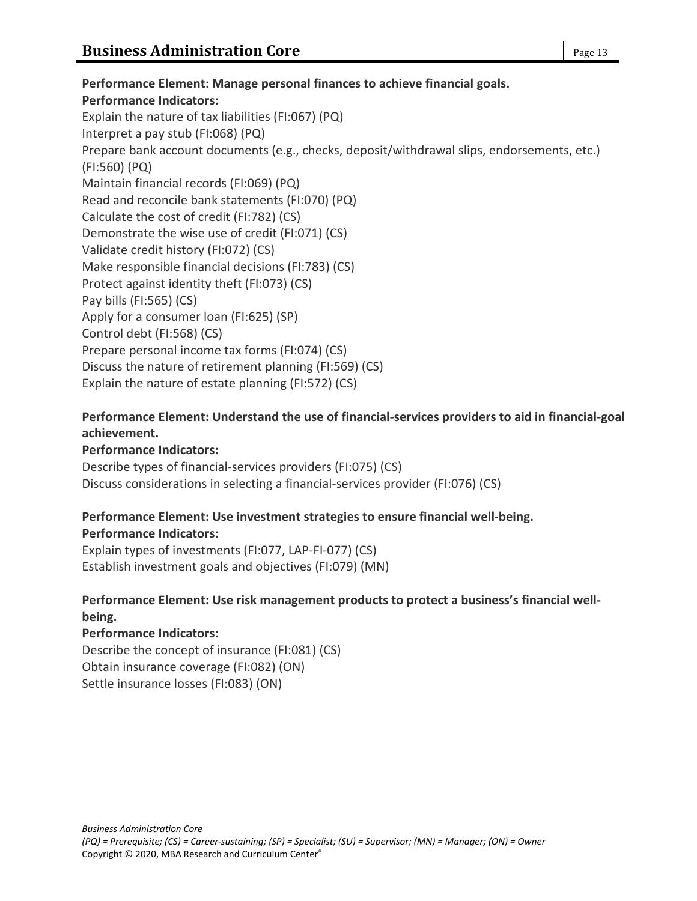**Performance Element: Manage personal finances to achieve financial goals.**

**Performance Indicators:**

Explain the nature of tax liabilities (FI:067) (PQ)
Interpret a pay stub (FI:068) (PQ)
Prepare bank account documents (e.g., checks, deposit/withdrawal slips, endorsements, etc.) (FI:560) (PQ)
Maintain financial records (FI:069) (PQ)
Read and reconcile bank statements (FI:070) (PQ)
Calculate the cost of credit (FI:782) (CS)
Demonstrate the wise use of credit (FI:071) (CS)
Validate credit history (FI:072) (CS)
Make responsible financial decisions (FI:783) (CS)
Protect against identity theft (FI:073) (CS)
Pay bills (FI:565) (CS)
Apply for a consumer loan (FI:625) (SP)
Control debt (FI:568) (CS)
Prepare personal income tax forms (FI:074) (CS)
Discuss the nature of retirement planning (FI:569) (CS)
Explain the nature of estate planning (FI:572) (CS)

**Performance Element: Understand the use of financial-services providers to aid in financial-goal achievement.**

**Performance Indicators:**

Describe types of financial-services providers (FI:075) (CS)
Discuss considerations in selecting a financial-services provider (FI:076) (CS)

**Performance Element: Use investment strategies to ensure financial well-being.**

**Performance Indicators:**

Explain types of investments (FI:077, LAP-FI-077) (CS)
Establish investment goals and objectives (FI:079) (MN)

**Performance Element: Use risk management products to protect a business's financial well-being.**

**Performance Indicators:**

Describe the concept of insurance (FI:081) (CS)
Obtain insurance coverage (FI:082) (ON)
Settle insurance losses (FI:083) (ON)

*(PQ) = Prerequisite; (CS) = Career-sustaining; (SP) = Specialist; (SU) = Supervisor; (MN) = Manager; (ON) = Owner*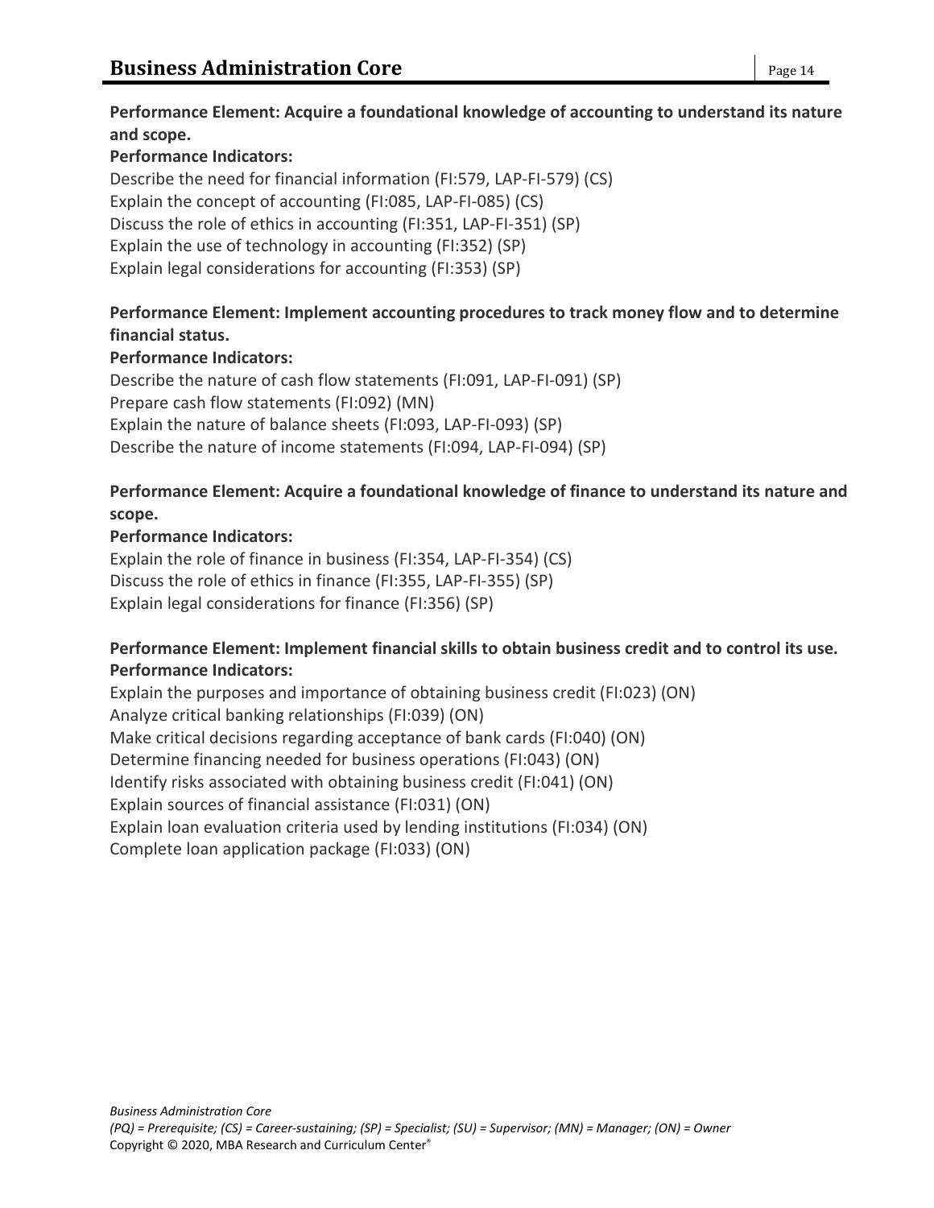**Performance Element: Acquire a foundational knowledge of accounting to understand its nature and scope.**

**Performance Indicators:**

Describe the need for financial information (FI:579, LAP-FI-579) (CS)
Explain the concept of accounting (FI:085, LAP-FI-085) (CS)
Discuss the role of ethics in accounting (FI:351, LAP-FI-351) (SP)
Explain the use of technology in accounting (FI:352) (SP)
Explain legal considerations for accounting (FI:353) (SP)

**Performance Element: Implement accounting procedures to track money flow and to determine financial status.**

**Performance Indicators:**

Describe the nature of cash flow statements (FI:091, LAP-FI-091) (SP)
Prepare cash flow statements (FI:092) (MN)
Explain the nature of balance sheets (FI:093, LAP-FI-093) (SP)
Describe the nature of income statements (FI:094, LAP-FI-094) (SP)

**Performance Element: Acquire a foundational knowledge of finance to understand its nature and scope.**

**Performance Indicators:**

Explain the role of finance in business (FI:354, LAP-FI-354) (CS)
Discuss the role of ethics in finance (FI:355, LAP-FI-355) (SP)
Explain legal considerations for finance (FI:356) (SP)

**Performance Element: Implement financial skills to obtain business credit and to control its use.**

**Performance Indicators:**

Explain the purposes and importance of obtaining business credit (FI:023) (ON)
Analyze critical banking relationships (FI:039) (ON)
Make critical decisions regarding acceptance of bank cards (FI:040) (ON)
Determine financing needed for business operations (FI:043) (ON)
Identify risks associated with obtaining business credit (FI:041) (ON)
Explain sources of financial assistance (FI:031) (ON)
Explain loan evaluation criteria used by lending institutions (FI:034) (ON)
Complete loan application package (FI:033) (ON)

*(PQ) = Prerequisite; (CS) = Career-sustaining; (SP) = Specialist; (SU) = Supervisor; (MN) = Manager; (ON) = Owner*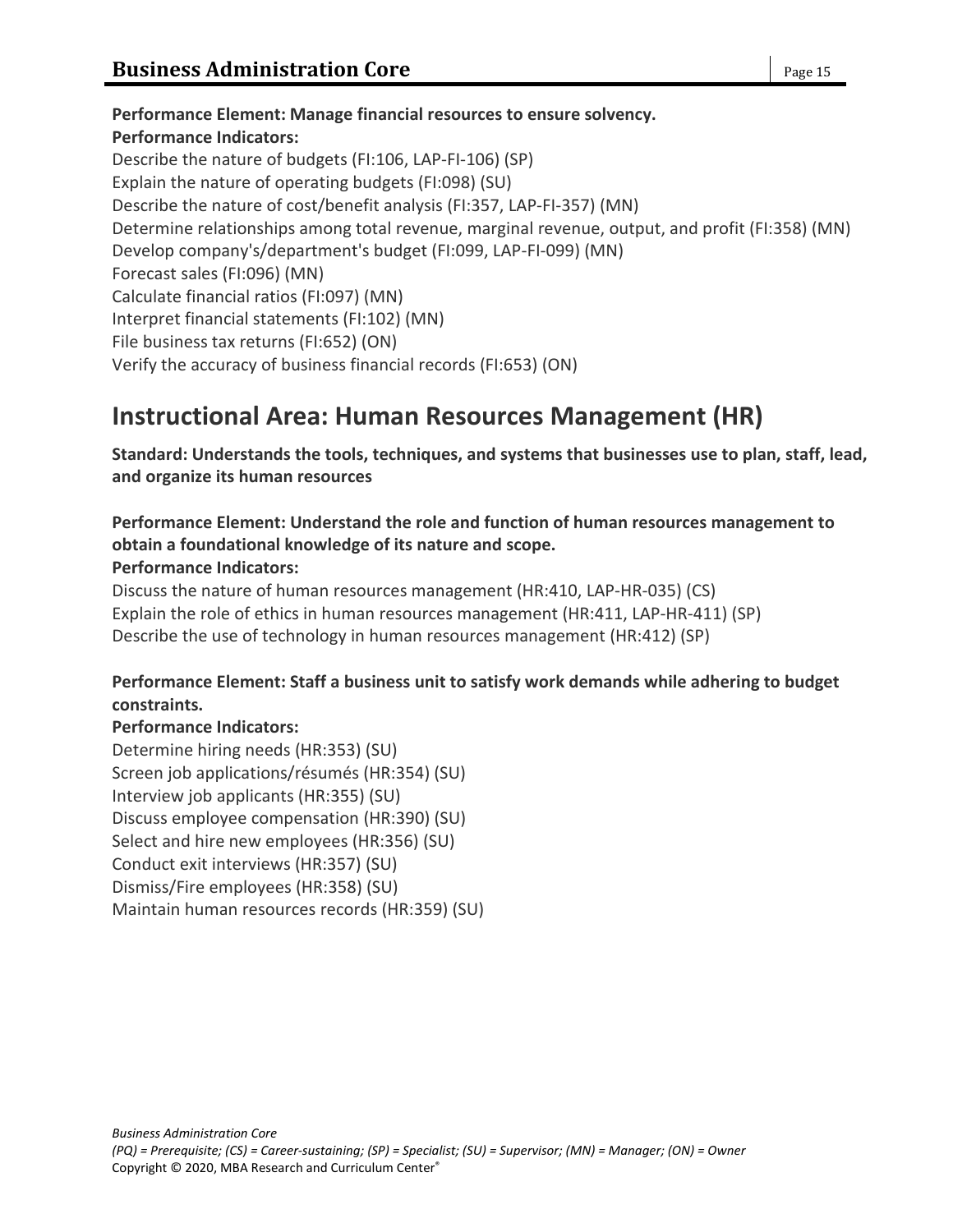**Performance Element: Manage financial resources to ensure solvency.**
**Performance Indicators:**
Describe the nature of budgets (FI:106, LAP-FI-106) (SP)
Explain the nature of operating budgets (FI:098) (SU)
Describe the nature of cost/benefit analysis (FI:357, LAP-FI-357) (MN)
Determine relationships among total revenue, marginal revenue, output, and profit (FI:358) (MN)
Develop company's/department's budget (FI:099, LAP-FI-099) (MN)
Forecast sales (FI:096) (MN)
Calculate financial ratios (FI:097) (MN)
Interpret financial statements (FI:102) (MN)
File business tax returns (FI:652) (ON)
Verify the accuracy of business financial records (FI:653) (ON)

## Instructional Area: Human Resources Management (HR)

**Standard: Understands the tools, techniques, and systems that businesses use to plan, staff, lead, and organize its human resources**

**Performance Element: Understand the role and function of human resources management to obtain a foundational knowledge of its nature and scope.**
**Performance Indicators:**
Discuss the nature of human resources management (HR:410, LAP-HR-035) (CS)
Explain the role of ethics in human resources management (HR:411, LAP-HR-411) (SP)
Describe the use of technology in human resources management (HR:412) (SP)

**Performance Element: Staff a business unit to satisfy work demands while adhering to budget constraints.**
**Performance Indicators:**
Determine hiring needs (HR:353) (SU)
Screen job applications/résumés (HR:354) (SU)
Interview job applicants (HR:355) (SU)
Discuss employee compensation (HR:390) (SU)
Select and hire new employees (HR:356) (SU)
Conduct exit interviews (HR:357) (SU)
Dismiss/Fire employees (HR:358) (SU)
Maintain human resources records (HR:359) (SU)

*(PQ) = Prerequisite; (CS) = Career-sustaining; (SP) = Specialist; (SU) = Supervisor; (MN) = Manager; (ON) = Owner*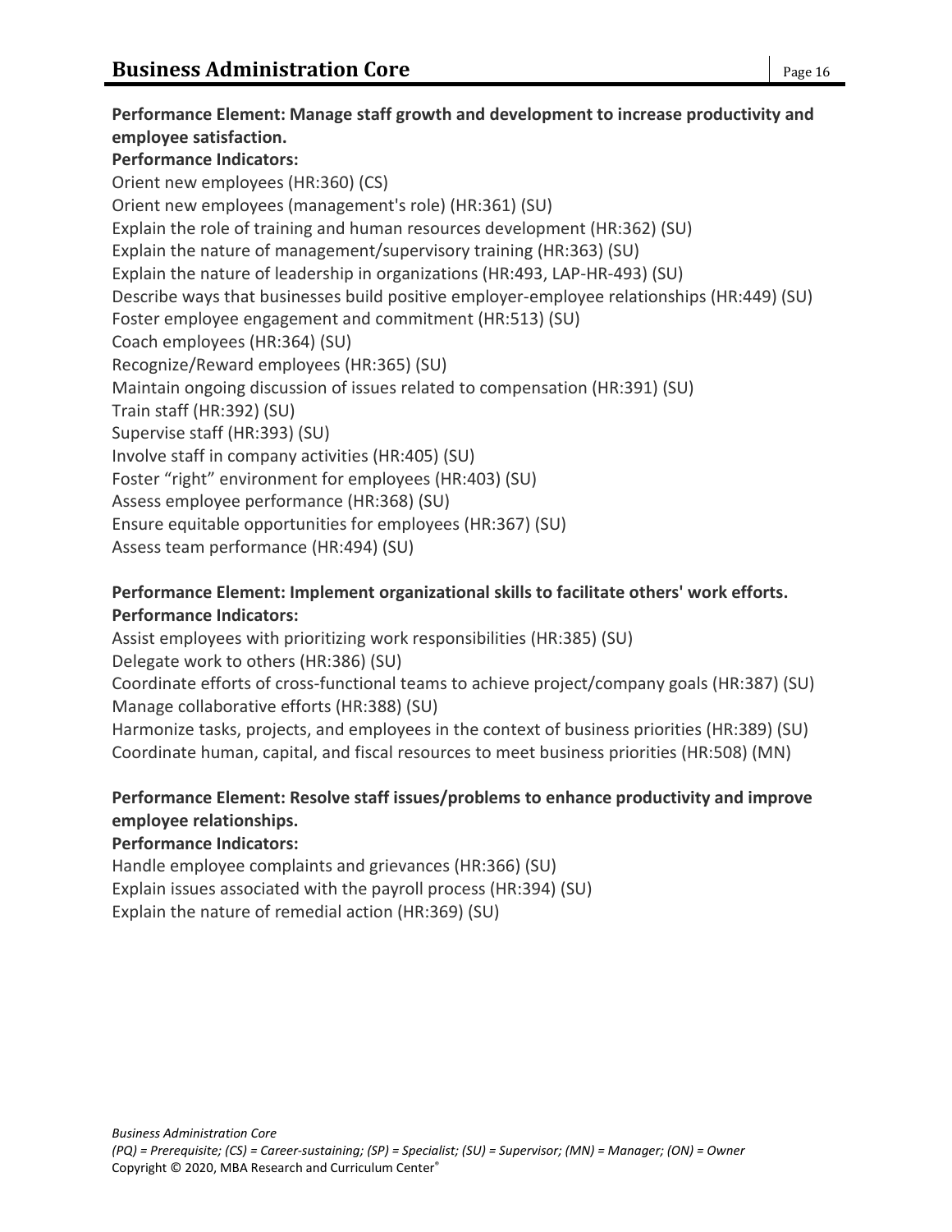**Performance Element: Manage staff growth and development to increase productivity and employee satisfaction.**

**Performance Indicators:**

Orient new employees (HR:360) (CS)
Orient new employees (management's role) (HR:361) (SU)
Explain the role of training and human resources development (HR:362) (SU)
Explain the nature of management/supervisory training (HR:363) (SU)
Explain the nature of leadership in organizations (HR:493, LAP-HR-493) (SU)
Describe ways that businesses build positive employer-employee relationships (HR:449) (SU)
Foster employee engagement and commitment (HR:513) (SU)
Coach employees (HR:364) (SU)
Recognize/Reward employees (HR:365) (SU)
Maintain ongoing discussion of issues related to compensation (HR:391) (SU)
Train staff (HR:392) (SU)
Supervise staff (HR:393) (SU)
Involve staff in company activities (HR:405) (SU)
Foster "right" environment for employees (HR:403) (SU)
Assess employee performance (HR:368) (SU)
Ensure equitable opportunities for employees (HR:367) (SU)
Assess team performance (HR:494) (SU)

**Performance Element: Implement organizational skills to facilitate others' work efforts.**

**Performance Indicators:**

Assist employees with prioritizing work responsibilities (HR:385) (SU)
Delegate work to others (HR:386) (SU)
Coordinate efforts of cross-functional teams to achieve project/company goals (HR:387) (SU)
Manage collaborative efforts (HR:388) (SU)
Harmonize tasks, projects, and employees in the context of business priorities (HR:389) (SU)
Coordinate human, capital, and fiscal resources to meet business priorities (HR:508) (MN)

**Performance Element: Resolve staff issues/problems to enhance productivity and improve employee relationships.**

**Performance Indicators:**

Handle employee complaints and grievances (HR:366) (SU)
Explain issues associated with the payroll process (HR:394) (SU)
Explain the nature of remedial action (HR:369) (SU)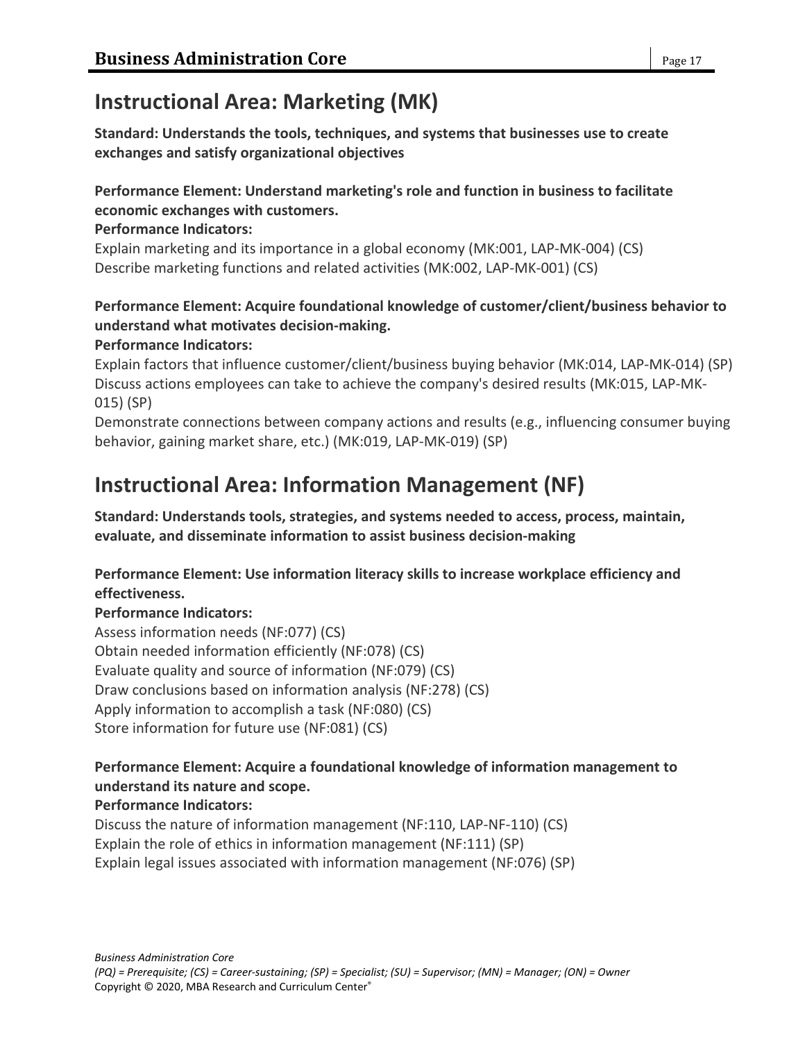## Instructional Area: Marketing (MK)

**Standard: Understands the tools, techniques, and systems that businesses use to create exchanges and satisfy organizational objectives**

**Performance Element: Understand marketing's role and function in business to facilitate economic exchanges with customers.**

**Performance Indicators:**

Explain marketing and its importance in a global economy (MK:001, LAP-MK-004) (CS)
Describe marketing functions and related activities (MK:002, LAP-MK-001) (CS)

**Performance Element: Acquire foundational knowledge of customer/client/business behavior to understand what motivates decision-making.**

**Performance Indicators:**

Explain factors that influence customer/client/business buying behavior (MK:014, LAP-MK-014) (SP)
Discuss actions employees can take to achieve the company's desired results (MK:015, LAP-MK-015) (SP)
Demonstrate connections between company actions and results (e.g., influencing consumer buying behavior, gaining market share, etc.) (MK:019, LAP-MK-019) (SP)

## Instructional Area: Information Management (NF)

**Standard: Understands tools, strategies, and systems needed to access, process, maintain, evaluate, and disseminate information to assist business decision-making**

**Performance Element: Use information literacy skills to increase workplace efficiency and effectiveness.**

**Performance Indicators:**

Assess information needs (NF:077) (CS)
Obtain needed information efficiently (NF:078) (CS)
Evaluate quality and source of information (NF:079) (CS)
Draw conclusions based on information analysis (NF:278) (CS)
Apply information to accomplish a task (NF:080) (CS)
Store information for future use (NF:081) (CS)

**Performance Element: Acquire a foundational knowledge of information management to understand its nature and scope.**

**Performance Indicators:**

Discuss the nature of information management (NF:110, LAP-NF-110) (CS)
Explain the role of ethics in information management (NF:111) (SP)
Explain legal issues associated with information management (NF:076) (SP)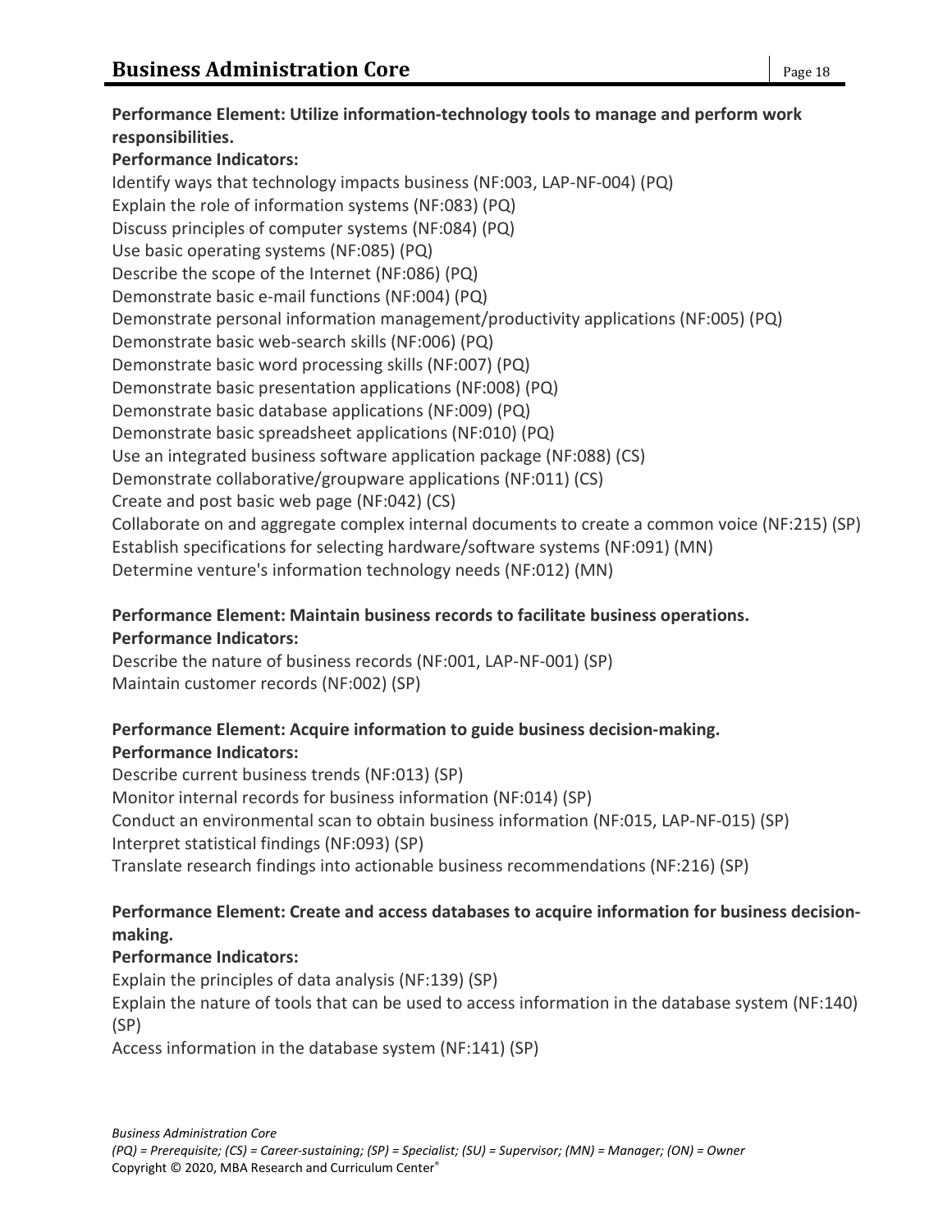**Performance Element: Utilize information-technology tools to manage and perform work responsibilities.**

**Performance Indicators:**

Identify ways that technology impacts business (NF:003, LAP-NF-004) (PQ)
Explain the role of information systems (NF:083) (PQ)
Discuss principles of computer systems (NF:084) (PQ)
Use basic operating systems (NF:085) (PQ)
Describe the scope of the Internet (NF:086) (PQ)
Demonstrate basic e-mail functions (NF:004) (PQ)
Demonstrate personal information management/productivity applications (NF:005) (PQ)
Demonstrate basic web-search skills (NF:006) (PQ)
Demonstrate basic word processing skills (NF:007) (PQ)
Demonstrate basic presentation applications (NF:008) (PQ)
Demonstrate basic database applications (NF:009) (PQ)
Demonstrate basic spreadsheet applications (NF:010) (PQ)
Use an integrated business software application package (NF:088) (CS)
Demonstrate collaborative/groupware applications (NF:011) (CS)
Create and post basic web page (NF:042) (CS)
Collaborate on and aggregate complex internal documents to create a common voice (NF:215) (SP)
Establish specifications for selecting hardware/software systems (NF:091) (MN)
Determine venture's information technology needs (NF:012) (MN)

**Performance Element: Maintain business records to facilitate business operations.**

**Performance Indicators:**

Describe the nature of business records (NF:001, LAP-NF-001) (SP)
Maintain customer records (NF:002) (SP)

**Performance Element: Acquire information to guide business decision-making.**

**Performance Indicators:**

Describe current business trends (NF:013) (SP)
Monitor internal records for business information (NF:014) (SP)
Conduct an environmental scan to obtain business information (NF:015, LAP-NF-015) (SP)
Interpret statistical findings (NF:093) (SP)
Translate research findings into actionable business recommendations (NF:216) (SP)

**Performance Element: Create and access databases to acquire information for business decision-making.**

**Performance Indicators:**

Explain the principles of data analysis (NF:139) (SP)
Explain the nature of tools that can be used to access information in the database system (NF:140) (SP)
Access information in the database system (NF:141) (SP)

*Business Administration Core*
*(PQ) = Prerequisite; (CS) = Career-sustaining; (SP) = Specialist; (SU) = Supervisor; (MN) = Manager; (ON) = Owner*
Copyright © 2020, MBA Research and Curriculum Center®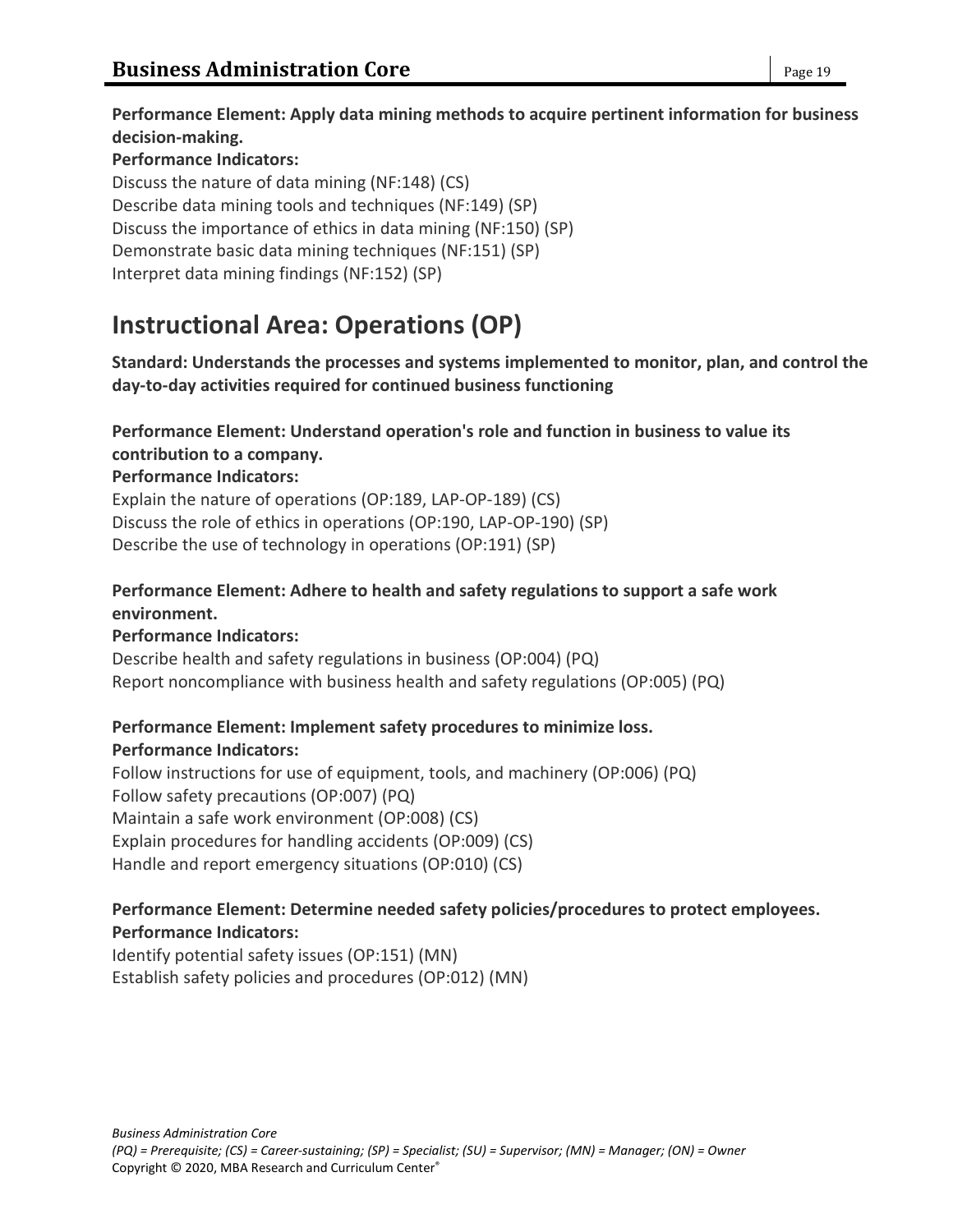**Performance Element: Apply data mining methods to acquire pertinent information for business decision-making.**

**Performance Indicators:**

Discuss the nature of data mining (NF:148) (CS)
Describe data mining tools and techniques (NF:149) (SP)
Discuss the importance of ethics in data mining (NF:150) (SP)
Demonstrate basic data mining techniques (NF:151) (SP)
Interpret data mining findings (NF:152) (SP)

# Instructional Area: Operations (OP)

**Standard: Understands the processes and systems implemented to monitor, plan, and control the day-to-day activities required for continued business functioning**

**Performance Element: Understand operation's role and function in business to value its contribution to a company.**

**Performance Indicators:**

Explain the nature of operations (OP:189, LAP-OP-189) (CS)
Discuss the role of ethics in operations (OP:190, LAP-OP-190) (SP)
Describe the use of technology in operations (OP:191) (SP)

**Performance Element: Adhere to health and safety regulations to support a safe work environment.**

**Performance Indicators:**

Describe health and safety regulations in business (OP:004) (PQ)
Report noncompliance with business health and safety regulations (OP:005) (PQ)

**Performance Element: Implement safety procedures to minimize loss.**

**Performance Indicators:**

Follow instructions for use of equipment, tools, and machinery (OP:006) (PQ)
Follow safety precautions (OP:007) (PQ)
Maintain a safe work environment (OP:008) (CS)
Explain procedures for handling accidents (OP:009) (CS)
Handle and report emergency situations (OP:010) (CS)

**Performance Element: Determine needed safety policies/procedures to protect employees.**

**Performance Indicators:**

Identify potential safety issues (OP:151) (MN)
Establish safety policies and procedures (OP:012) (MN)

*Business Administration Core*
*(PQ) = Prerequisite; (CS) = Career-sustaining; (SP) = Specialist; (SU) = Supervisor; (MN) = Manager; (ON) = Owner*
Copyright © 2020, MBA Research and Curriculum Center®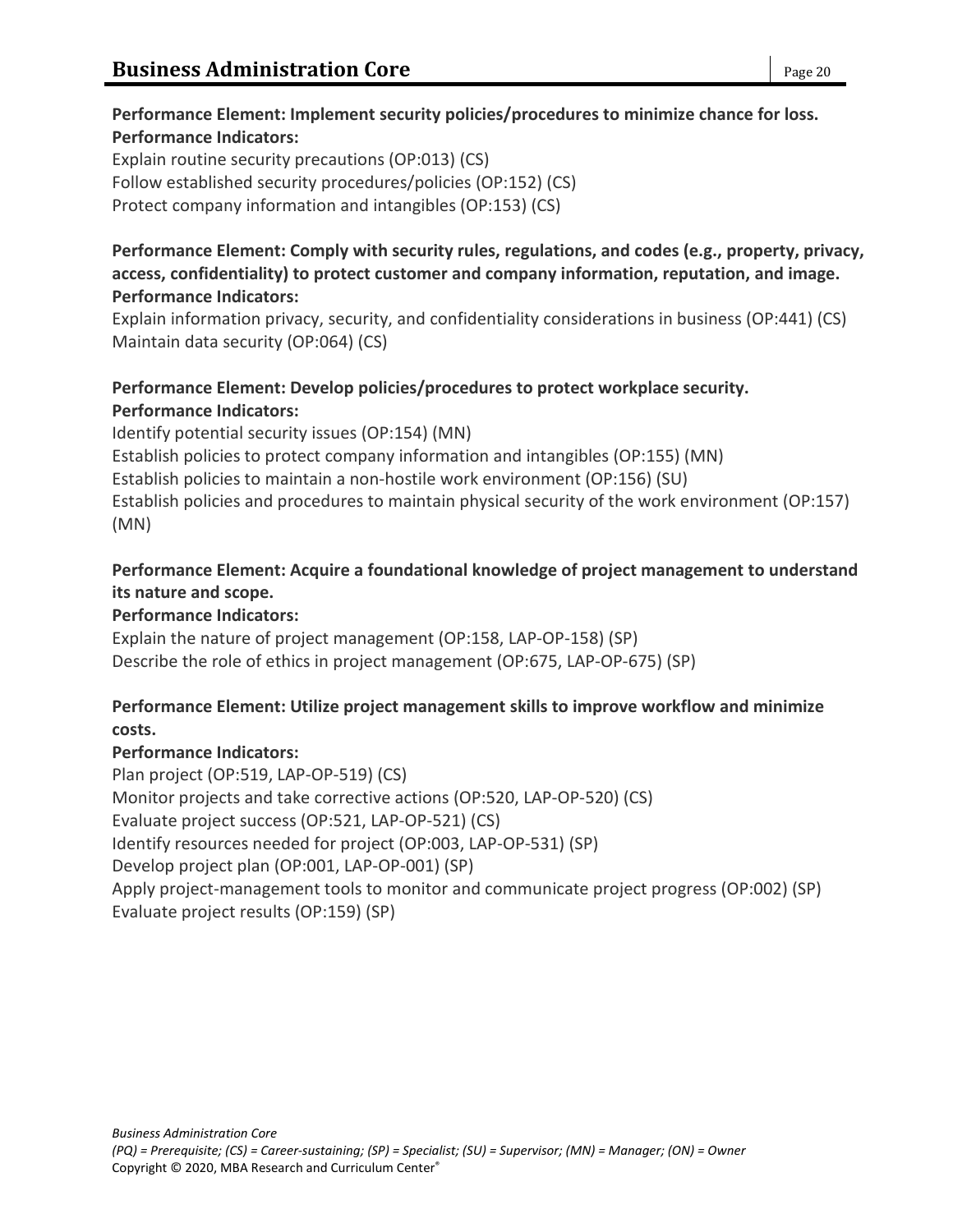**Performance Element: Implement security policies/procedures to minimize chance for loss.**
**Performance Indicators:**

Explain routine security precautions (OP:013) (CS)
Follow established security procedures/policies (OP:152) (CS)
Protect company information and intangibles (OP:153) (CS)

**Performance Element: Comply with security rules, regulations, and codes (e.g., property, privacy, access, confidentiality) to protect customer and company information, reputation, and image.**
**Performance Indicators:**

Explain information privacy, security, and confidentiality considerations in business (OP:441) (CS)
Maintain data security (OP:064) (CS)

**Performance Element: Develop policies/procedures to protect workplace security.**
**Performance Indicators:**

Identify potential security issues (OP:154) (MN)
Establish policies to protect company information and intangibles (OP:155) (MN)
Establish policies to maintain a non-hostile work environment (OP:156) (SU)
Establish policies and procedures to maintain physical security of the work environment (OP:157) (MN)

**Performance Element: Acquire a foundational knowledge of project management to understand its nature and scope.**
**Performance Indicators:**

Explain the nature of project management (OP:158, LAP-OP-158) (SP)
Describe the role of ethics in project management (OP:675, LAP-OP-675) (SP)

**Performance Element: Utilize project management skills to improve workflow and minimize costs.**
**Performance Indicators:**

Plan project (OP:519, LAP-OP-519) (CS)
Monitor projects and take corrective actions (OP:520, LAP-OP-520) (CS)
Evaluate project success (OP:521, LAP-OP-521) (CS)
Identify resources needed for project (OP:003, LAP-OP-531) (SP)
Develop project plan (OP:001, LAP-OP-001) (SP)
Apply project-management tools to monitor and communicate project progress (OP:002) (SP)
Evaluate project results (OP:159) (SP)

*Business Administration Core*
*(PQ) = Prerequisite; (CS) = Career-sustaining; (SP) = Specialist; (SU) = Supervisor; (MN) = Manager; (ON) = Owner*
Copyright © 2020, MBA Research and Curriculum Center®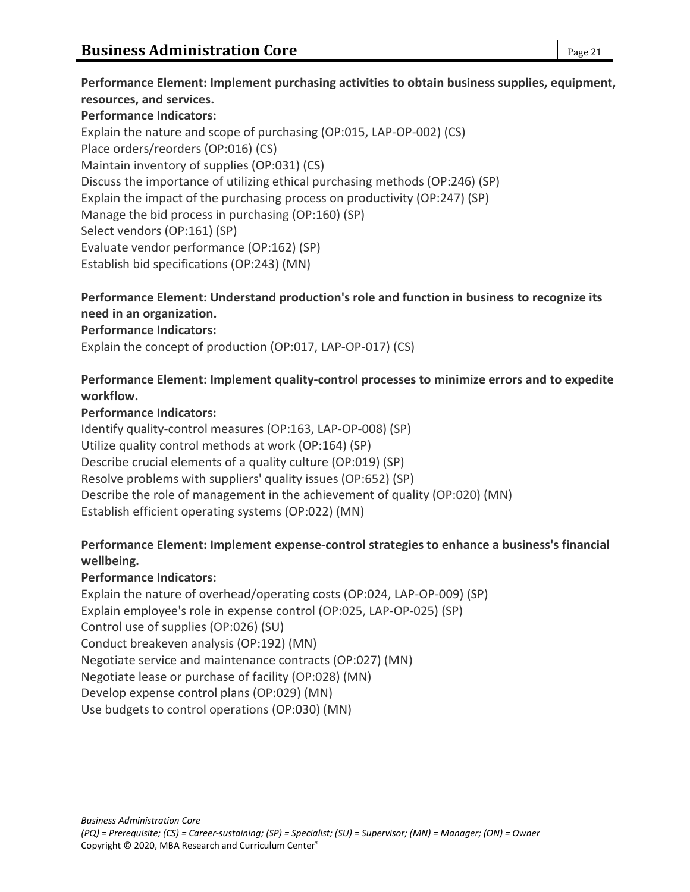**Performance Element: Implement purchasing activities to obtain business supplies, equipment, resources, and services.**

**Performance Indicators:**

Explain the nature and scope of purchasing (OP:015, LAP-OP-002) (CS)
Place orders/reorders (OP:016) (CS)
Maintain inventory of supplies (OP:031) (CS)
Discuss the importance of utilizing ethical purchasing methods (OP:246) (SP)
Explain the impact of the purchasing process on productivity (OP:247) (SP)
Manage the bid process in purchasing (OP:160) (SP)
Select vendors (OP:161) (SP)
Evaluate vendor performance (OP:162) (SP)
Establish bid specifications (OP:243) (MN)

**Performance Element: Understand production's role and function in business to recognize its need in an organization.**

**Performance Indicators:**

Explain the concept of production (OP:017, LAP-OP-017) (CS)

**Performance Element: Implement quality-control processes to minimize errors and to expedite workflow.**

**Performance Indicators:**

Identify quality-control measures (OP:163, LAP-OP-008) (SP)
Utilize quality control methods at work (OP:164) (SP)
Describe crucial elements of a quality culture (OP:019) (SP)
Resolve problems with suppliers' quality issues (OP:652) (SP)
Describe the role of management in the achievement of quality (OP:020) (MN)
Establish efficient operating systems (OP:022) (MN)

**Performance Element: Implement expense-control strategies to enhance a business's financial wellbeing.**

**Performance Indicators:**

Explain the nature of overhead/operating costs (OP:024, LAP-OP-009) (SP)
Explain employee's role in expense control (OP:025, LAP-OP-025) (SP)
Control use of supplies (OP:026) (SU)
Conduct breakeven analysis (OP:192) (MN)
Negotiate service and maintenance contracts (OP:027) (MN)
Negotiate lease or purchase of facility (OP:028) (MN)
Develop expense control plans (OP:029) (MN)
Use budgets to control operations (OP:030) (MN)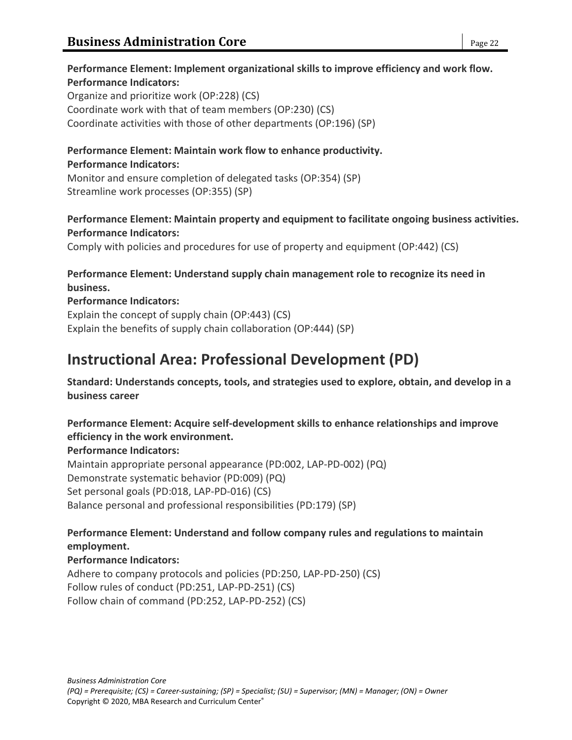**Performance Element: Implement organizational skills to improve efficiency and work flow.**
**Performance Indicators:**
Organize and prioritize work (OP:228) (CS)
Coordinate work with that of team members (OP:230) (CS)
Coordinate activities with those of other departments (OP:196) (SP)

**Performance Element: Maintain work flow to enhance productivity.**
**Performance Indicators:**
Monitor and ensure completion of delegated tasks (OP:354) (SP)
Streamline work processes (OP:355) (SP)

**Performance Element: Maintain property and equipment to facilitate ongoing business activities.**
**Performance Indicators:**
Comply with policies and procedures for use of property and equipment (OP:442) (CS)

**Performance Element: Understand supply chain management role to recognize its need in business.**
**Performance Indicators:**
Explain the concept of supply chain (OP:443) (CS)
Explain the benefits of supply chain collaboration (OP:444) (SP)

# Instructional Area: Professional Development (PD)

**Standard: Understands concepts, tools, and strategies used to explore, obtain, and develop in a business career**

**Performance Element: Acquire self-development skills to enhance relationships and improve efficiency in the work environment.**
**Performance Indicators:**
Maintain appropriate personal appearance (PD:002, LAP-PD-002) (PQ)
Demonstrate systematic behavior (PD:009) (PQ)
Set personal goals (PD:018, LAP-PD-016) (CS)
Balance personal and professional responsibilities (PD:179) (SP)

**Performance Element: Understand and follow company rules and regulations to maintain employment.**
**Performance Indicators:**
Adhere to company protocols and policies (PD:250, LAP-PD-250) (CS)
Follow rules of conduct (PD:251, LAP-PD-251) (CS)
Follow chain of command (PD:252, LAP-PD-252) (CS)

*(PQ) = Prerequisite; (CS) = Career-sustaining; (SP) = Specialist; (SU) = Supervisor; (MN) = Manager; (ON) = Owner*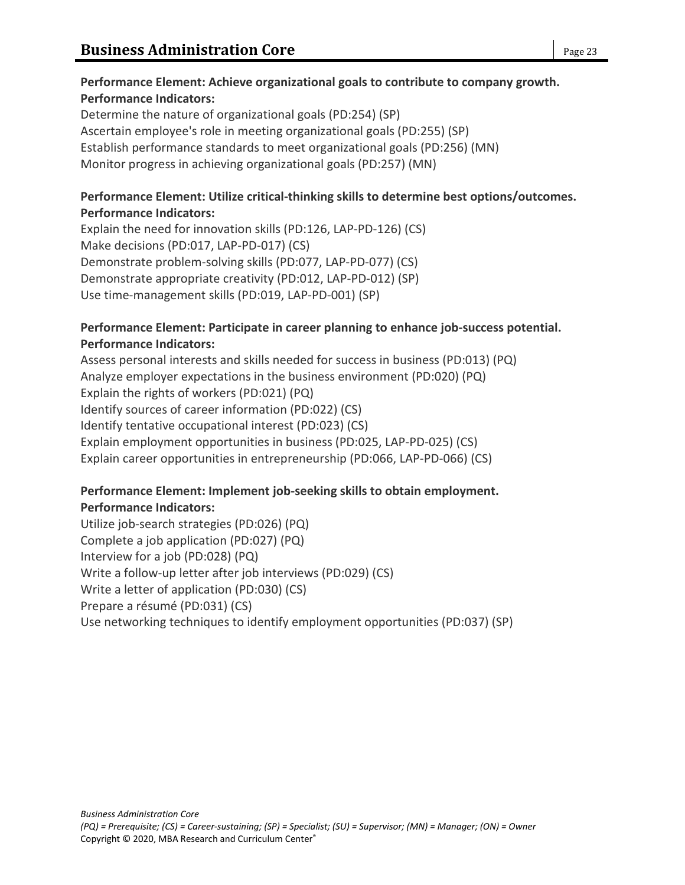**Performance Element: Achieve organizational goals to contribute to company growth.**
**Performance Indicators:**

Determine the nature of organizational goals (PD:254) (SP)
Ascertain employee's role in meeting organizational goals (PD:255) (SP)
Establish performance standards to meet organizational goals (PD:256) (MN)
Monitor progress in achieving organizational goals (PD:257) (MN)

**Performance Element: Utilize critical-thinking skills to determine best options/outcomes.**
**Performance Indicators:**

Explain the need for innovation skills (PD:126, LAP-PD-126) (CS)
Make decisions (PD:017, LAP-PD-017) (CS)
Demonstrate problem-solving skills (PD:077, LAP-PD-077) (CS)
Demonstrate appropriate creativity (PD:012, LAP-PD-012) (SP)
Use time-management skills (PD:019, LAP-PD-001) (SP)

**Performance Element: Participate in career planning to enhance job-success potential.**
**Performance Indicators:**

Assess personal interests and skills needed for success in business (PD:013) (PQ)
Analyze employer expectations in the business environment (PD:020) (PQ)
Explain the rights of workers (PD:021) (PQ)
Identify sources of career information (PD:022) (CS)
Identify tentative occupational interest (PD:023) (CS)
Explain employment opportunities in business (PD:025, LAP-PD-025) (CS)
Explain career opportunities in entrepreneurship (PD:066, LAP-PD-066) (CS)

**Performance Element: Implement job-seeking skills to obtain employment.**
**Performance Indicators:**

Utilize job-search strategies (PD:026) (PQ)
Complete a job application (PD:027) (PQ)
Interview for a job (PD:028) (PQ)
Write a follow-up letter after job interviews (PD:029) (CS)
Write a letter of application (PD:030) (CS)
Prepare a résumé (PD:031) (CS)
Use networking techniques to identify employment opportunities (PD:037) (SP)

*(PQ) = Prerequisite; (CS) = Career-sustaining; (SP) = Specialist; (SU) = Supervisor; (MN) = Manager; (ON) = Owner*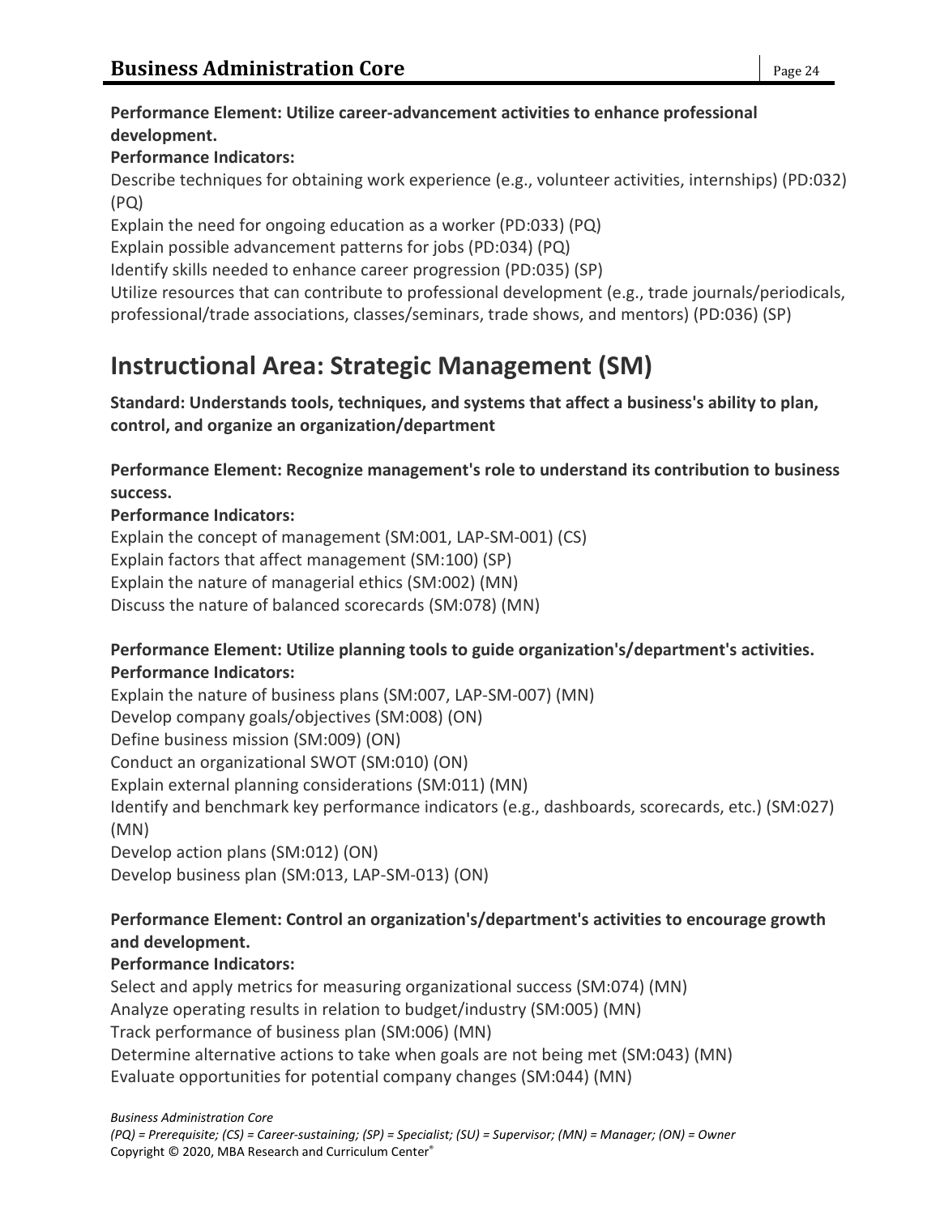**Performance Element: Utilize career-advancement activities to enhance professional development.**

**Performance Indicators:**

Describe techniques for obtaining work experience (e.g., volunteer activities, internships) (PD:032) (PQ)

Explain the need for ongoing education as a worker (PD:033) (PQ)

Explain possible advancement patterns for jobs (PD:034) (PQ)

Identify skills needed to enhance career progression (PD:035) (SP)

Utilize resources that can contribute to professional development (e.g., trade journals/periodicals, professional/trade associations, classes/seminars, trade shows, and mentors) (PD:036) (SP)

# Instructional Area: Strategic Management (SM)

**Standard: Understands tools, techniques, and systems that affect a business's ability to plan, control, and organize an organization/department**

**Performance Element: Recognize management's role to understand its contribution to business success.**

**Performance Indicators:**

Explain the concept of management (SM:001, LAP-SM-001) (CS)

Explain factors that affect management (SM:100) (SP)

Explain the nature of managerial ethics (SM:002) (MN)

Discuss the nature of balanced scorecards (SM:078) (MN)

**Performance Element: Utilize planning tools to guide organization's/department's activities.**

**Performance Indicators:**

Explain the nature of business plans (SM:007, LAP-SM-007) (MN)

Develop company goals/objectives (SM:008) (ON)

Define business mission (SM:009) (ON)

Conduct an organizational SWOT (SM:010) (ON)

Explain external planning considerations (SM:011) (MN)

Identify and benchmark key performance indicators (e.g., dashboards, scorecards, etc.) (SM:027) (MN)

Develop action plans (SM:012) (ON)

Develop business plan (SM:013, LAP-SM-013) (ON)

**Performance Element: Control an organization's/department's activities to encourage growth and development.**

**Performance Indicators:**

Select and apply metrics for measuring organizational success (SM:074) (MN)

Analyze operating results in relation to budget/industry (SM:005) (MN)

Track performance of business plan (SM:006) (MN)

Determine alternative actions to take when goals are not being met (SM:043) (MN)

Evaluate opportunities for potential company changes (SM:044) (MN)

*Business Administration Core*

*(PQ) = Prerequisite; (CS) = Career-sustaining; (SP) = Specialist; (SU) = Supervisor; (MN) = Manager; (ON) = Owner*

Copyright © 2020, MBA Research and Curriculum Center®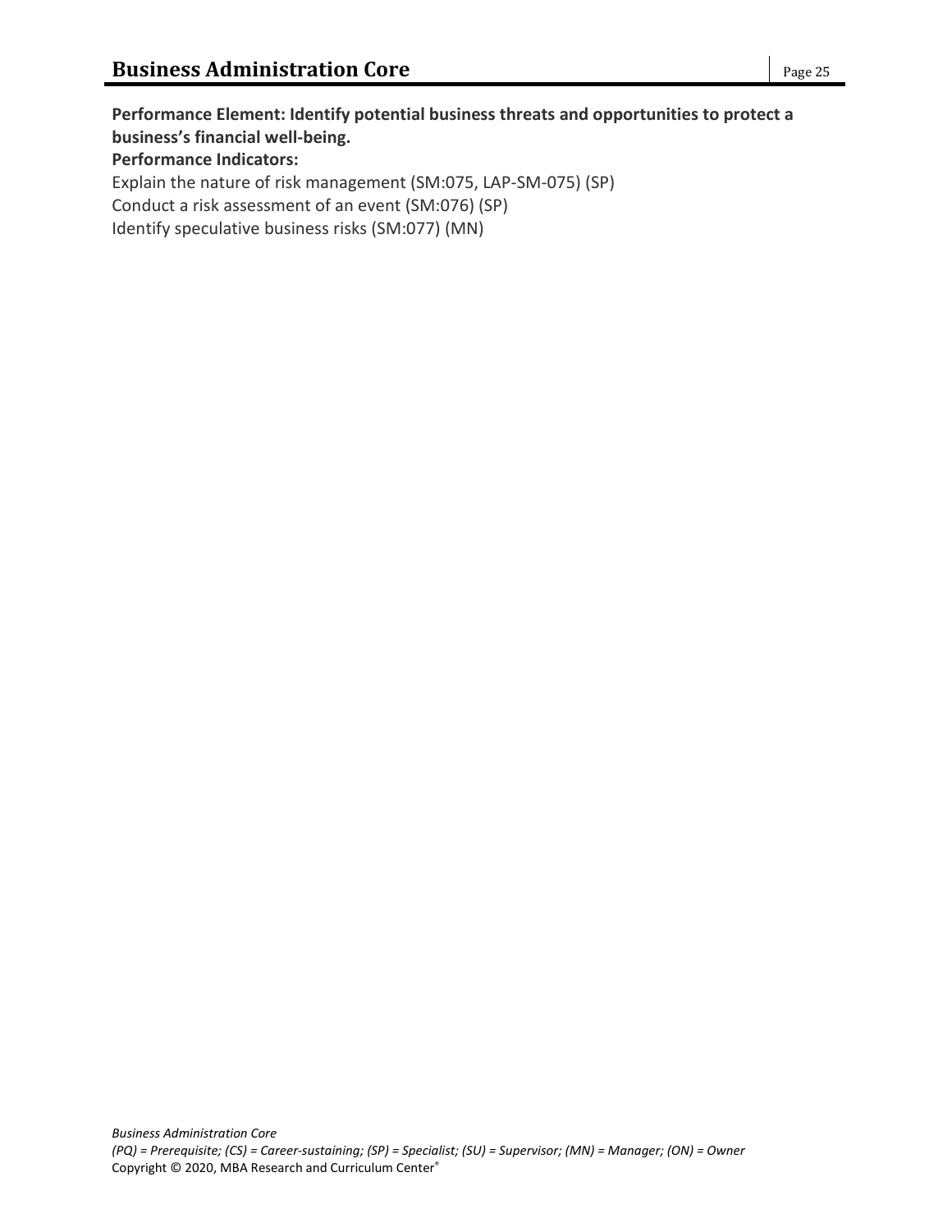**Performance Element: Identify potential business threats and opportunities to protect a business's financial well-being.**

**Performance Indicators:**

Explain the nature of risk management (SM:075, LAP-SM-075) (SP)

Conduct a risk assessment of an event (SM:076) (SP)

Identify speculative business risks (SM:077) (MN)